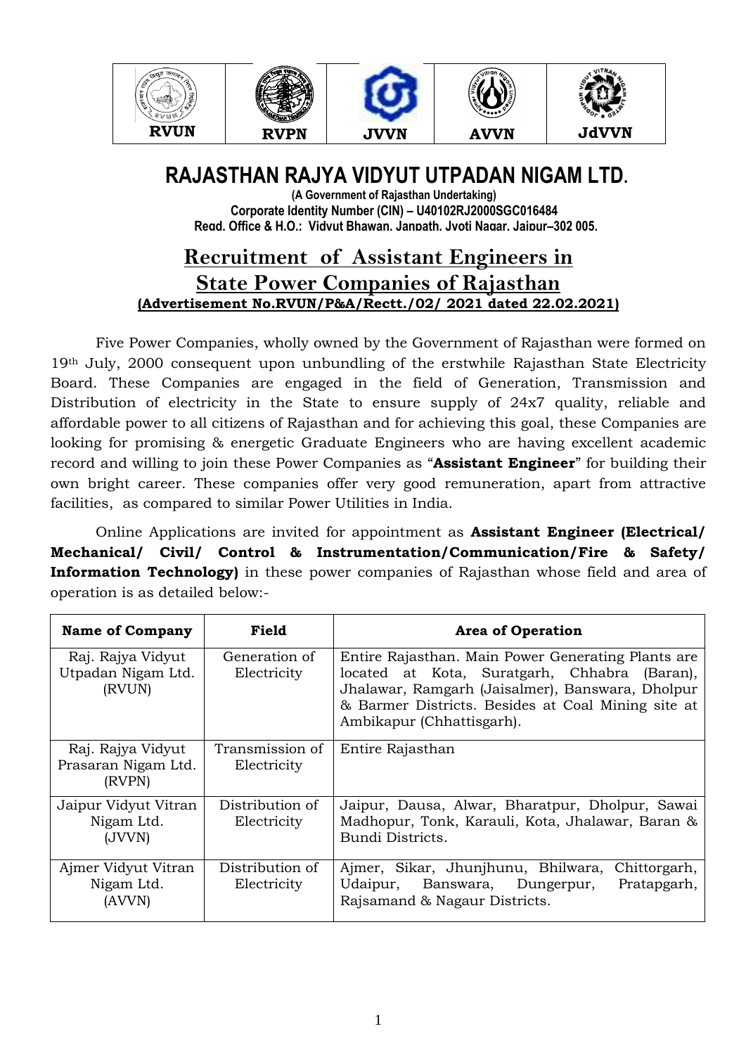| RVUN | RVPN | JVVN | AVVN | JdVVN |
|---|---|---|---|---|

# RAJASTHAN RAJYA VIDYUT UTPADAN NIGAM LTD.

**(A Government of Rajasthan Undertaking)**
**Corporate Identity Number (CIN) – U40102RJ2000SGC016484**
**Regd. Office & H.O.: Vidyut Bhawan, Janpath, Jyoti Nagar, Jaipur–302 005.**

## Recruitment of Assistant Engineers in State Power Companies of Rajasthan

**(Advertisement No.RVUN/P&A/Rectt./02/ 2021 dated 22.02.2021)**

Five Power Companies, wholly owned by the Government of Rajasthan were formed on 19th July, 2000 consequent upon unbundling of the erstwhile Rajasthan State Electricity Board. These Companies are engaged in the field of Generation, Transmission and Distribution of electricity in the State to ensure supply of 24x7 quality, reliable and affordable power to all citizens of Rajasthan and for achieving this goal, these Companies are looking for promising & energetic Graduate Engineers who are having excellent academic record and willing to join these Power Companies as "**Assistant Engineer**" for building their own bright career. These companies offer very good remuneration, apart from attractive facilities, as compared to similar Power Utilities in India.

Online Applications are invited for appointment as **Assistant Engineer (Electrical/ Mechanical/ Civil/ Control & Instrumentation/Communication/Fire & Safety/ Information Technology)** in these power companies of Rajasthan whose field and area of operation is as detailed below:-

| Name of Company | Field | Area of Operation |
|---|---|---|
| Raj. Rajya Vidyut Utpadan Nigam Ltd. (RVUN) | Generation of Electricity | Entire Rajasthan. Main Power Generating Plants are located at Kota, Suratgarh, Chhabra (Baran), Jhalawar, Ramgarh (Jaisalmer), Banswara, Dholpur & Barmer Districts. Besides at Coal Mining site at Ambikapur (Chhattisgarh). |
| Raj. Rajya Vidyut Prasaran Nigam Ltd. (RVPN) | Transmission of Electricity | Entire Rajasthan |
| Jaipur Vidyut Vitran Nigam Ltd. (JVVN) | Distribution of Electricity | Jaipur, Dausa, Alwar, Bharatpur, Dholpur, Sawai Madhopur, Tonk, Karauli, Kota, Jhalawar, Baran & Bundi Districts. |
| Ajmer Vidyut Vitran Nigam Ltd. (AVVN) | Distribution of Electricity | Ajmer, Sikar, Jhunjhunu, Bhilwara, Chittorgarh, Udaipur, Banswara, Dungerpur, Pratapgarh, Rajsamand & Nagaur Districts. |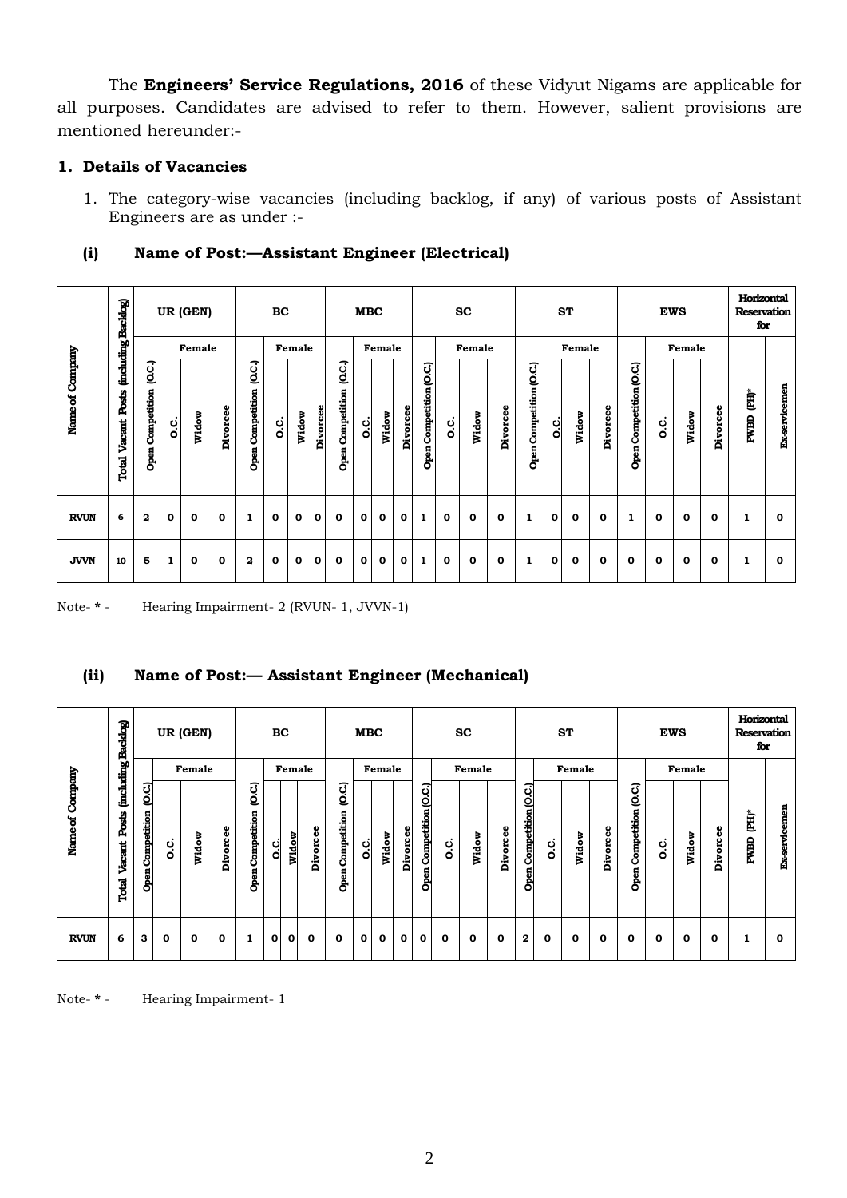The **Engineers' Service Regulations, 2016** of these Vidyut Nigams are applicable for all purposes. Candidates are advised to refer to them. However, salient provisions are mentioned hereunder:-

## 1. Details of Vacancies

1. The category-wise vacancies (including backlog, if any) of various posts of Assistant Engineers are as under :-

### (i) Name of Post:—Assistant Engineer (Electrical)

| Name of Company | Total Vacant Posts (including Backlog) | UR (GEN) | | | | BC | | | | MBC | | | | SC | | | | ST | | | | EWS | | | | Horizontal Reservation for | |
|---|---|---|---|---|---|---|---|---|---|---|---|---|---|---|---|---|---|---|---|---|---|---|---|---|---|---|---|
| | | | Female | | | | Female | | | | Female | | | | Female | | | | Female | | | | Female | | | | |
| | | Open Competition (O.C.) | O.C. | Widow | Divorcee | Open Competition (O.C.) | O.C. | Widow | Divorcee | Open Competition (O.C.) | O.C. | Widow | Divorcee | Open Competition (O.C.) | O.C. | Widow | Divorcee | Open Competition (O.C.) | O.C. | Widow | Divorcee | Open Competition (O.C.) | O.C. | Widow | Divorcee | PWBD (PH)* | Ex-servicemen |
| **RVUN** | 6 | 2 | 0 | 0 | 0 | 1 | 0 | 0 | 0 | 0 | 0 | 0 | 0 | 1 | 0 | 0 | 0 | 1 | 0 | 0 | 0 | 1 | 0 | 0 | 0 | 1 | 0 |
| **JVVN** | 10 | 5 | 1 | 0 | 0 | 2 | 0 | 0 | 0 | 0 | 0 | 0 | 0 | 1 | 0 | 0 | 0 | 1 | 0 | 0 | 0 | 0 | 0 | 0 | 0 | 1 | 0 |

Note- * - Hearing Impairment- 2 (RVUN- 1, JVVN-1)

### (ii) Name of Post:— Assistant Engineer (Mechanical)

| Name of Company | Total Vacant Posts (including Backlog) | UR (GEN) | | | | BC | | | | MBC | | | | SC | | | | ST | | | | EWS | | | | Horizontal Reservation for | |
|---|---|---|---|---|---|---|---|---|---|---|---|---|---|---|---|---|---|---|---|---|---|---|---|---|---|---|---|
| | | | Female | | | | Female | | | | Female | | | | Female | | | | Female | | | | Female | | | | |
| | | Open Competition (O.C.) | O.C. | Widow | Divorcee | Open Competition (O.C.) | O.C. | Widow | Divorcee | Open Competition (O.C.) | O.C. | Widow | Divorcee | Open Competition (O.C.) | O.C. | Widow | Divorcee | Open Competition (O.C.) | O.C. | Widow | Divorcee | Open Competition (O.C.) | O.C. | Widow | Divorcee | PWBD (PH)* | Ex-servicemen |
| **RVUN** | 6 | 3 | 0 | 0 | 0 | 1 | 0 | 0 | 0 | 0 | 0 | 0 | 0 | 0 | 0 | 0 | 0 | 2 | 0 | 0 | 0 | 0 | 0 | 0 | 0 | 1 | 0 |

Note- * - Hearing Impairment- 1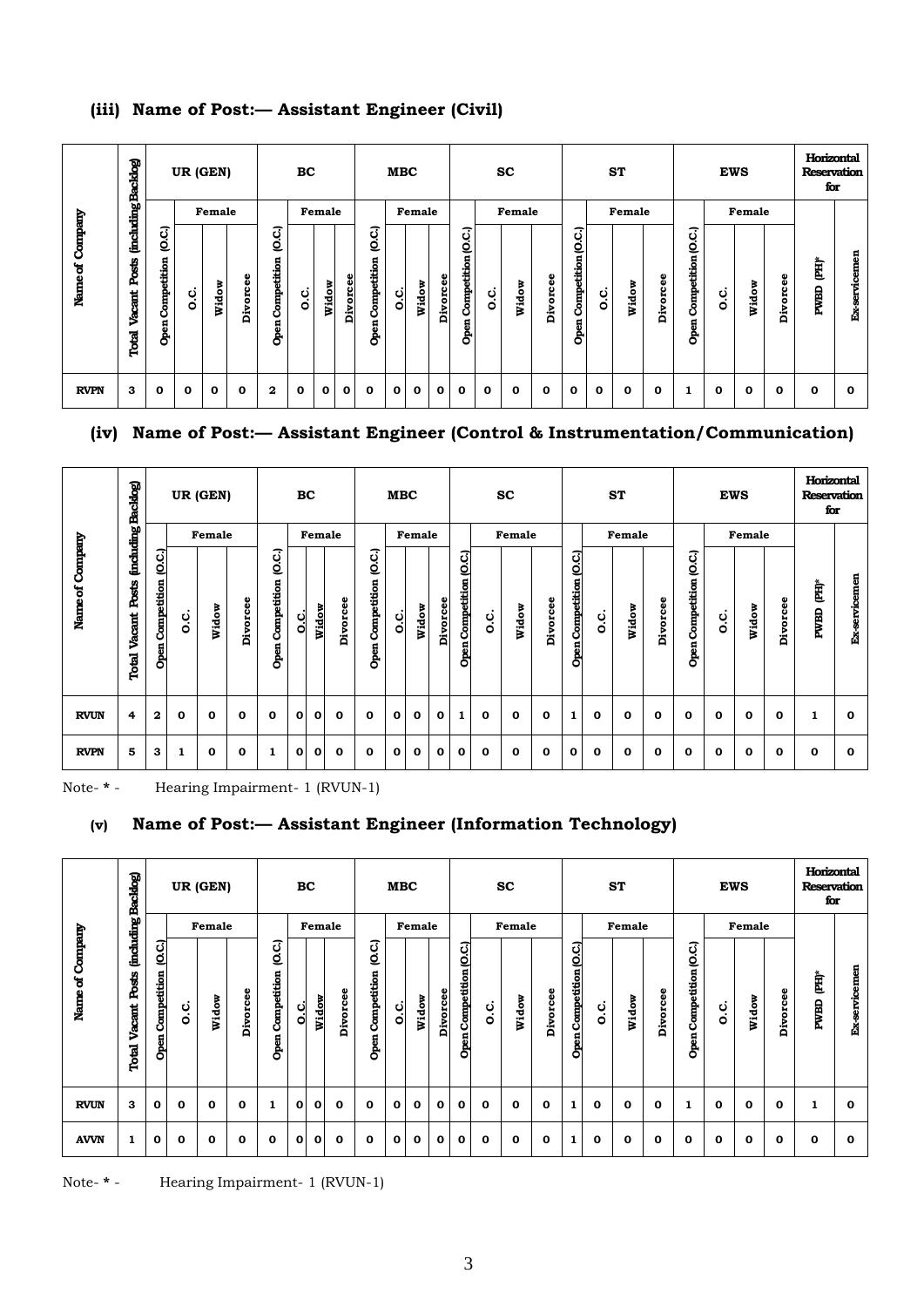### (iii) Name of Post:— Assistant Engineer (Civil)

| Name of Company | Total Vacant Posts (including Backlog) | UR (GEN) | | | | BC | | | | MBC | | | | SC | | | | ST | | | | EWS | | | | Horizontal Reservation for | |
|---|---|---|---|---|---|---|---|---|---|---|---|---|---|---|---|---|---|---|---|---|---|---|---|---|---|---|---|
| | | Open Competition (O.C.) | Female | | | Open Competition (O.C.) | Female | | | Open Competition (O.C.) | Female | | | Open Competition (O.C.) | Female | | | Open Competition (O.C.) | Female | | | Open Competition (O.C.) | Female | | | PWBD (PH)* | Ex-servicemen |
| | | | O.C. | Widow | Divorcee | | O.C. | Widow | Divorcee | | O.C. | Widow | Divorcee | | O.C. | Widow | Divorcee | | O.C. | Widow | Divorcee | | O.C. | Widow | Divorcee | | |
| RVPN | 3 | 0 | 0 | 0 | 0 | 2 | 0 | 0 | 0 | 0 | 0 | 0 | 0 | 0 | 0 | 0 | 0 | 0 | 0 | 0 | 0 | 1 | 0 | 0 | 0 | 0 | 0 |

### (iv) Name of Post:— Assistant Engineer (Control & Instrumentation/Communication)

| Name of Company | Total Vacant Posts (including Backlog) | UR (GEN) | | | | BC | | | | MBC | | | | SC | | | | ST | | | | EWS | | | | Horizontal Reservation for | |
|---|---|---|---|---|---|---|---|---|---|---|---|---|---|---|---|---|---|---|---|---|---|---|---|---|---|---|---|
| | | Open Competition (O.C.) | Female | | | Open Competition (O.C.) | Female | | | Open Competition (O.C.) | Female | | | Open Competition (O.C.) | Female | | | Open Competition (O.C.) | Female | | | Open Competition (O.C.) | Female | | | PWBD (PH)* | Ex-servicemen |
| | | | O.C. | Widow | Divorcee | | O.C. | Widow | Divorcee | | O.C. | Widow | Divorcee | | O.C. | Widow | Divorcee | | O.C. | Widow | Divorcee | | O.C. | Widow | Divorcee | | |
| RVUN | 4 | 2 | 0 | 0 | 0 | 0 | 0 | 0 | 0 | 0 | 0 | 0 | 0 | 1 | 0 | 0 | 0 | 1 | 0 | 0 | 0 | 0 | 0 | 0 | 0 | 1 | 0 |
| RVPN | 5 | 3 | 1 | 0 | 0 | 1 | 0 | 0 | 0 | 0 | 0 | 0 | 0 | 0 | 0 | 0 | 0 | 0 | 0 | 0 | 0 | 0 | 0 | 0 | 0 | 0 | 0 |

Note- * - Hearing Impairment- 1 (RVUN-1)

### (v) Name of Post:— Assistant Engineer (Information Technology)

| Name of Company | Total Vacant Posts (including Backlog) | UR (GEN) | | | | BC | | | | MBC | | | | SC | | | | ST | | | | EWS | | | | Horizontal Reservation for | |
|---|---|---|---|---|---|---|---|---|---|---|---|---|---|---|---|---|---|---|---|---|---|---|---|---|---|---|---|
| | | Open Competition (O.C.) | Female | | | Open Competition (O.C.) | Female | | | Open Competition (O.C.) | Female | | | Open Competition (O.C.) | Female | | | Open Competition (O.C.) | Female | | | Open Competition (O.C.) | Female | | | PWBD (PH)* | Ex-servicemen |
| | | | O.C. | Widow | Divorcee | | O.C. | Widow | Divorcee | | O.C. | Widow | Divorcee | | O.C. | Widow | Divorcee | | O.C. | Widow | Divorcee | | O.C. | Widow | Divorcee | | |
| RVUN | 3 | 0 | 0 | 0 | 0 | 1 | 0 | 0 | 0 | 0 | 0 | 0 | 0 | 0 | 0 | 0 | 0 | 1 | 0 | 0 | 0 | 1 | 0 | 0 | 0 | 1 | 0 |
| AVVN | 1 | 0 | 0 | 0 | 0 | 0 | 0 | 0 | 0 | 0 | 0 | 0 | 0 | 0 | 0 | 0 | 0 | 1 | 0 | 0 | 0 | 0 | 0 | 0 | 0 | 0 | 0 |

Note- * - Hearing Impairment- 1 (RVUN-1)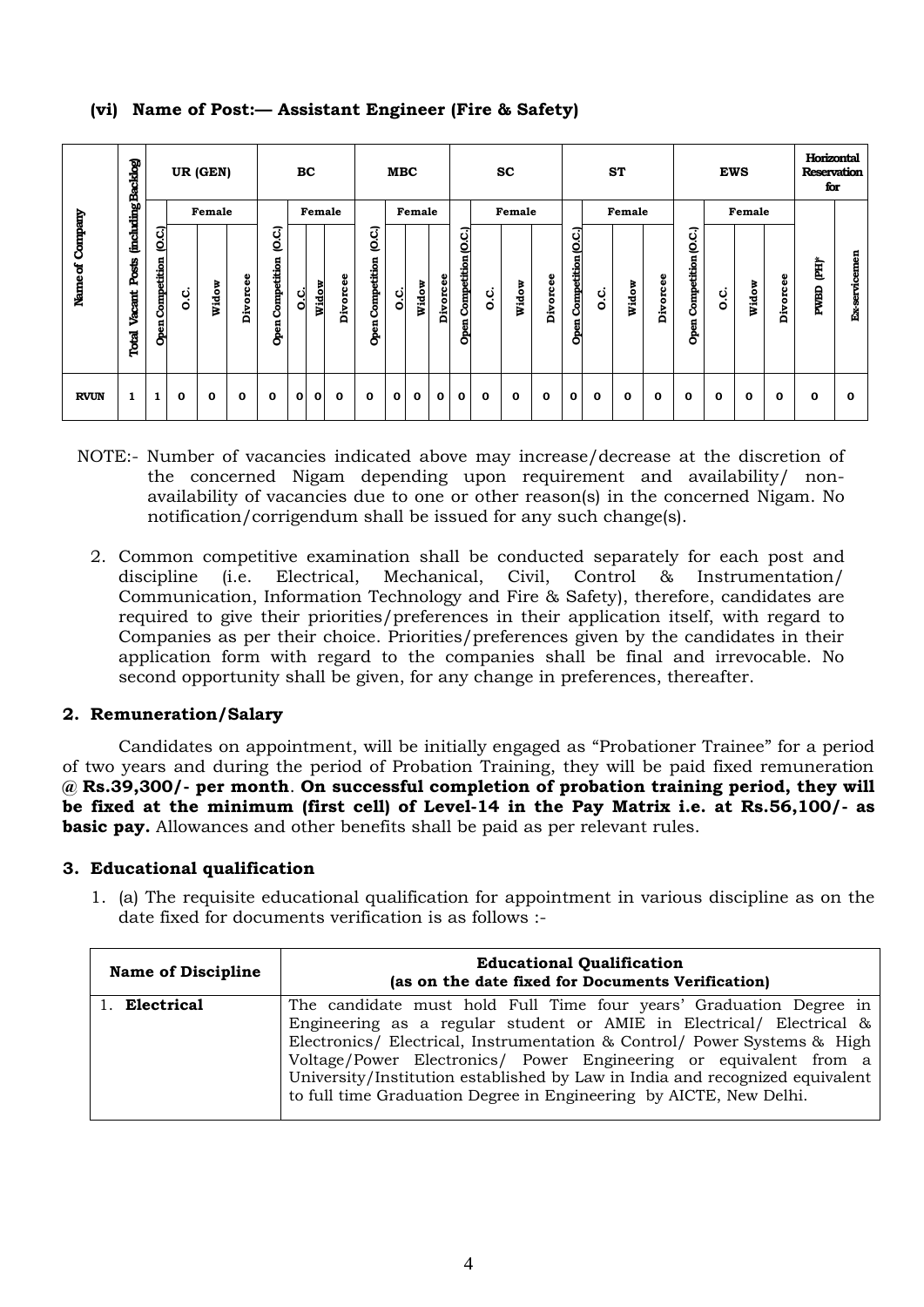#### (vi) Name of Post:— Assistant Engineer (Fire & Safety)

| Name of Company | Total Vacant Posts (including Backlog) | UR (GEN) | | | | BC | | | | MBC | | | | SC | | | | ST | | | | EWS | | | | Horizontal Reservation for | |
|---|---|---|---|---|---|---|---|---|---|---|---|---|---|---|---|---|---|---|---|---|---|---|---|---|---|---|---|
| | | | Female | | | | Female | | | | Female | | | | Female | | | | Female | | | | Female | | | | |
| | | Open Competition (O.C.) | O.C. | Widow | Divorcee | Open Competition (O.C.) | O.C. | Widow | Divorcee | Open Competition (O.C.) | O.C. | Widow | Divorcee | Open Competition (O.C.) | O.C. | Widow | Divorcee | Open Competition (O.C.) | O.C. | Widow | Divorcee | Open Competition (O.C.) | O.C. | Widow | Divorcee | PWBD (PH)* | Ex-servicemen |
| RVUN | 1 | 1 | 0 | 0 | 0 | 0 | 0 | 0 | 0 | 0 | 0 | 0 | 0 | 0 | 0 | 0 | 0 | 0 | 0 | 0 | 0 | 0 | 0 | 0 | 0 | 0 | 0 |

NOTE:- Number of vacancies indicated above may increase/decrease at the discretion of the concerned Nigam depending upon requirement and availability/ non-availability of vacancies due to one or other reason(s) in the concerned Nigam. No notification/corrigendum shall be issued for any such change(s).

2. Common competitive examination shall be conducted separately for each post and discipline (i.e. Electrical, Mechanical, Civil, Control & Instrumentation/ Communication, Information Technology and Fire & Safety), therefore, candidates are required to give their priorities/preferences in their application itself, with regard to Companies as per their choice. Priorities/preferences given by the candidates in their application form with regard to the companies shall be final and irrevocable. No second opportunity shall be given, for any change in preferences, thereafter.

## 2. Remuneration/Salary

Candidates on appointment, will be initially engaged as "Probationer Trainee" for a period of two years and during the period of Probation Training, they will be paid fixed remuneration **@ Rs.39,300/- per month**. **On successful completion of probation training period, they will be fixed at the minimum (first cell) of Level-14 in the Pay Matrix i.e. at Rs.56,100/- as basic pay.** Allowances and other benefits shall be paid as per relevant rules.

## 3. Educational qualification

1. (a) The requisite educational qualification for appointment in various discipline as on the date fixed for documents verification is as follows :-

| Name of Discipline | Educational Qualification (as on the date fixed for Documents Verification) |
|---|---|
| 1. **Electrical** | The candidate must hold Full Time four years' Graduation Degree in Engineering as a regular student or AMIE in Electrical/ Electrical & Electronics/ Electrical, Instrumentation & Control/ Power Systems & High Voltage/Power Electronics/ Power Engineering or equivalent from a University/Institution established by Law in India and recognized equivalent to full time Graduation Degree in Engineering by AICTE, New Delhi. |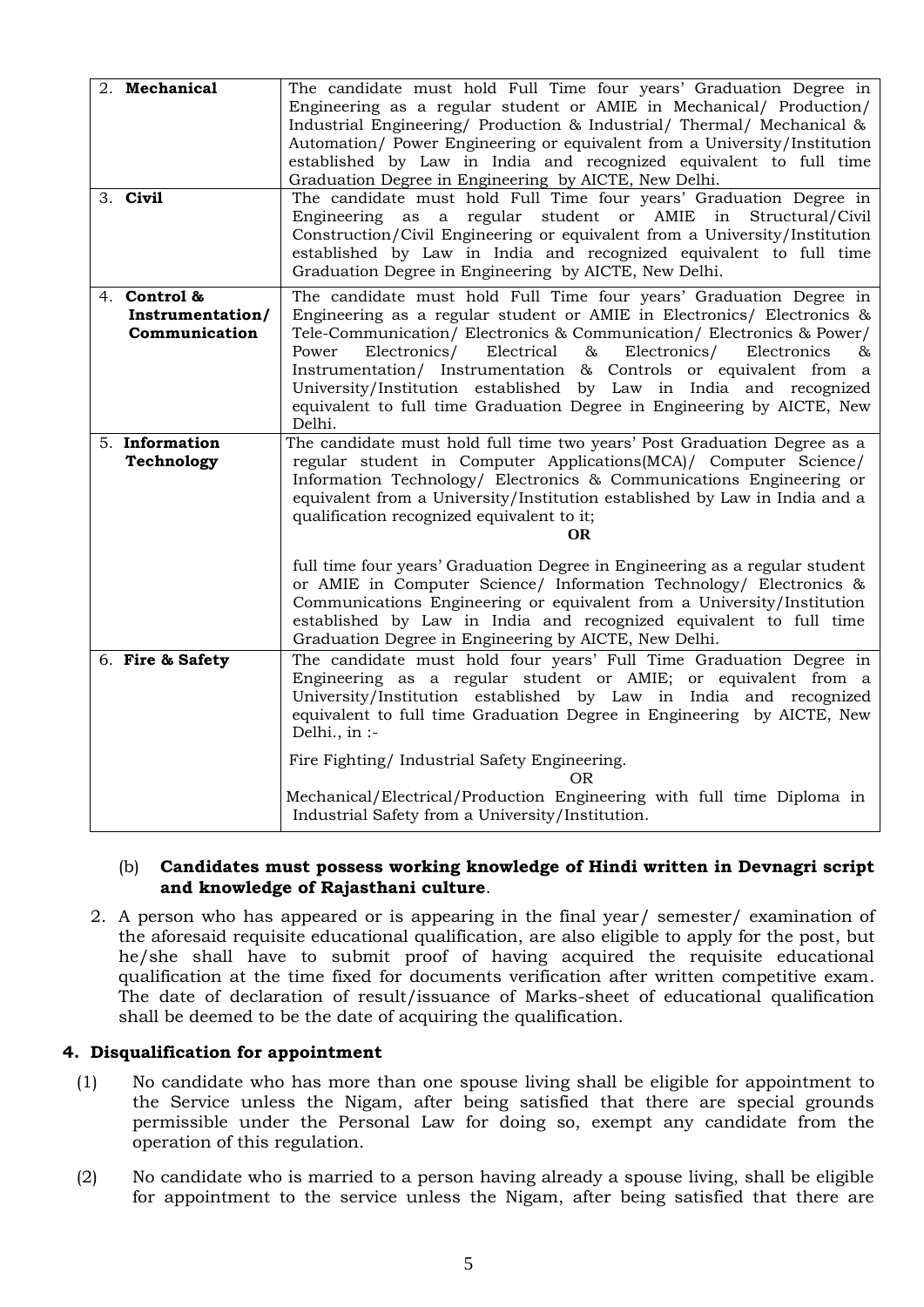| | |
|---|---|
| 2. **Mechanical** | The candidate must hold Full Time four years' Graduation Degree in Engineering as a regular student or AMIE in Mechanical/ Production/ Industrial Engineering/ Production & Industrial/ Thermal/ Mechanical & Automation/ Power Engineering or equivalent from a University/Institution established by Law in India and recognized equivalent to full time Graduation Degree in Engineering by AICTE, New Delhi. |
| 3. **Civil** | The candidate must hold Full Time four years' Graduation Degree in Engineering as a regular student or AMIE in Structural/Civil Construction/Civil Engineering or equivalent from a University/Institution established by Law in India and recognized equivalent to full time Graduation Degree in Engineering by AICTE, New Delhi. |
| 4. **Control & Instrumentation/ Communication** | The candidate must hold Full Time four years' Graduation Degree in Engineering as a regular student or AMIE in Electronics/ Electronics & Tele-Communication/ Electronics & Communication/ Electronics & Power/ Power Electronics/ Electrical & Electronics/ Electronics & Instrumentation/ Instrumentation & Controls or equivalent from a University/Institution established by Law in India and recognized equivalent to full time Graduation Degree in Engineering by AICTE, New Delhi. |
| 5. **Information Technology** | The candidate must hold full time two years' Post Graduation Degree as a regular student in Computer Applications(MCA)/ Computer Science/ Information Technology/ Electronics & Communications Engineering or equivalent from a University/Institution established by Law in India and a qualification recognized equivalent to it; **OR** full time four years' Graduation Degree in Engineering as a regular student or AMIE in Computer Science/ Information Technology/ Electronics & Communications Engineering or equivalent from a University/Institution established by Law in India and recognized equivalent to full time Graduation Degree in Engineering by AICTE, New Delhi. |
| 6. **Fire & Safety** | The candidate must hold four years' Full Time Graduation Degree in Engineering as a regular student or AMIE; or equivalent from a University/Institution established by Law in India and recognized equivalent to full time Graduation Degree in Engineering by AICTE, New Delhi., in :- Fire Fighting/ Industrial Safety Engineering. OR Mechanical/Electrical/Production Engineering with full time Diploma in Industrial Safety from a University/Institution. |

(b) **Candidates must possess working knowledge of Hindi written in Devnagri script and knowledge of Rajasthani culture**.

2. A person who has appeared or is appearing in the final year/ semester/ examination of the aforesaid requisite educational qualification, are also eligible to apply for the post, but he/she shall have to submit proof of having acquired the requisite educational qualification at the time fixed for documents verification after written competitive exam. The date of declaration of result/issuance of Marks-sheet of educational qualification shall be deemed to be the date of acquiring the qualification.

**4. Disqualification for appointment**

(1) No candidate who has more than one spouse living shall be eligible for appointment to the Service unless the Nigam, after being satisfied that there are special grounds permissible under the Personal Law for doing so, exempt any candidate from the operation of this regulation.

(2) No candidate who is married to a person having already a spouse living, shall be eligible for appointment to the service unless the Nigam, after being satisfied that there are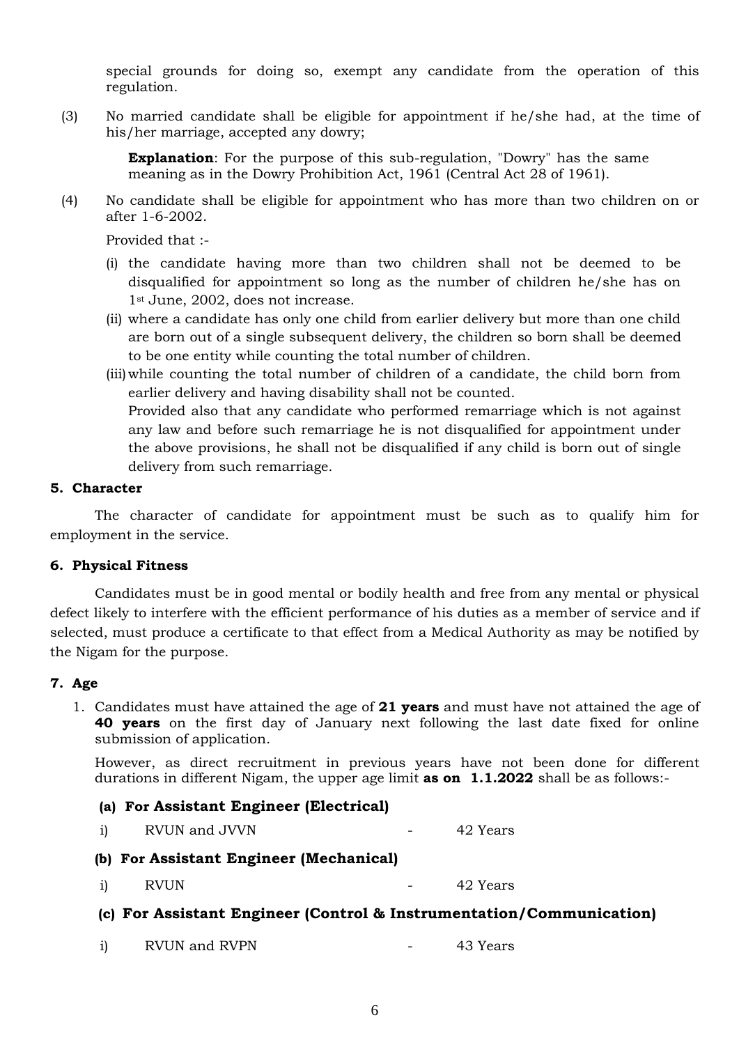special grounds for doing so, exempt any candidate from the operation of this regulation.

(3) No married candidate shall be eligible for appointment if he/she had, at the time of his/her marriage, accepted any dowry;

**Explanation**: For the purpose of this sub-regulation, "Dowry" has the same meaning as in the Dowry Prohibition Act, 1961 (Central Act 28 of 1961).

(4) No candidate shall be eligible for appointment who has more than two children on or after 1-6-2002.

Provided that :-

(i) the candidate having more than two children shall not be deemed to be disqualified for appointment so long as the number of children he/she has on 1st June, 2002, does not increase.

(ii) where a candidate has only one child from earlier delivery but more than one child are born out of a single subsequent delivery, the children so born shall be deemed to be one entity while counting the total number of children.

(iii) while counting the total number of children of a candidate, the child born from earlier delivery and having disability shall not be counted.

Provided also that any candidate who performed remarriage which is not against any law and before such remarriage he is not disqualified for appointment under the above provisions, he shall not be disqualified if any child is born out of single delivery from such remarriage.

**5. Character**

The character of candidate for appointment must be such as to qualify him for employment in the service.

**6. Physical Fitness**

Candidates must be in good mental or bodily health and free from any mental or physical defect likely to interfere with the efficient performance of his duties as a member of service and if selected, must produce a certificate to that effect from a Medical Authority as may be notified by the Nigam for the purpose.

**7. Age**

1. Candidates must have attained the age of **21 years** and must have not attained the age of **40 years** on the first day of January next following the last date fixed for online submission of application.

However, as direct recruitment in previous years have not been done for different durations in different Nigam, the upper age limit **as on 1.1.2022** shall be as follows:-

**(a) For Assistant Engineer (Electrical)**

i) RVUN and JVVN - 42 Years

**(b) For Assistant Engineer (Mechanical)**

i) RVUN - 42 Years

**(c) For Assistant Engineer (Control & Instrumentation/Communication)**

i) RVUN and RVPN - 43 Years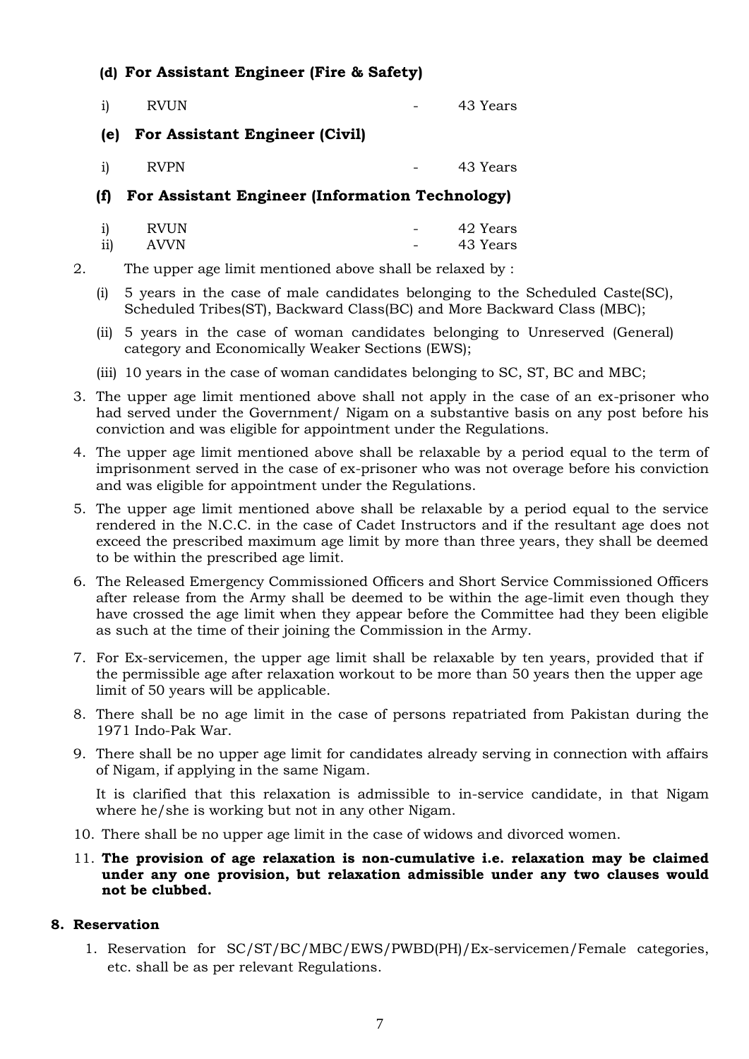**(d) For Assistant Engineer (Fire & Safety)**

| | | | |
|---|---|---|---|
| i) | RVUN | - | 43 Years |

**(e) For Assistant Engineer (Civil)**

| | | | |
|---|---|---|---|
| i) | RVPN | - | 43 Years |

**(f) For Assistant Engineer (Information Technology)**

| | | | |
|---|---|---|---|
| i) | RVUN | - | 42 Years |
| ii) | AVVN | - | 43 Years |

2. The upper age limit mentioned above shall be relaxed by :
   (i) 5 years in the case of male candidates belonging to the Scheduled Caste(SC), Scheduled Tribes(ST), Backward Class(BC) and More Backward Class (MBC);
   (ii) 5 years in the case of woman candidates belonging to Unreserved (General) category and Economically Weaker Sections (EWS);
   (iii) 10 years in the case of woman candidates belonging to SC, ST, BC and MBC;
3. The upper age limit mentioned above shall not apply in the case of an ex-prisoner who had served under the Government/ Nigam on a substantive basis on any post before his conviction and was eligible for appointment under the Regulations.
4. The upper age limit mentioned above shall be relaxable by a period equal to the term of imprisonment served in the case of ex-prisoner who was not overage before his conviction and was eligible for appointment under the Regulations.
5. The upper age limit mentioned above shall be relaxable by a period equal to the service rendered in the N.C.C. in the case of Cadet Instructors and if the resultant age does not exceed the prescribed maximum age limit by more than three years, they shall be deemed to be within the prescribed age limit.
6. The Released Emergency Commissioned Officers and Short Service Commissioned Officers after release from the Army shall be deemed to be within the age-limit even though they have crossed the age limit when they appear before the Committee had they been eligible as such at the time of their joining the Commission in the Army.
7. For Ex-servicemen, the upper age limit shall be relaxable by ten years, provided that if the permissible age after relaxation workout to be more than 50 years then the upper age limit of 50 years will be applicable.
8. There shall be no age limit in the case of persons repatriated from Pakistan during the 1971 Indo-Pak War.
9. There shall be no upper age limit for candidates already serving in connection with affairs of Nigam, if applying in the same Nigam.

   It is clarified that this relaxation is admissible to in-service candidate, in that Nigam where he/she is working but not in any other Nigam.
10. There shall be no upper age limit in the case of widows and divorced women.
11. **The provision of age relaxation is non-cumulative i.e. relaxation may be claimed under any one provision, but relaxation admissible under any two clauses would not be clubbed.**

**8. Reservation**

1. Reservation for SC/ST/BC/MBC/EWS/PWBD(PH)/Ex-servicemen/Female categories, etc. shall be as per relevant Regulations.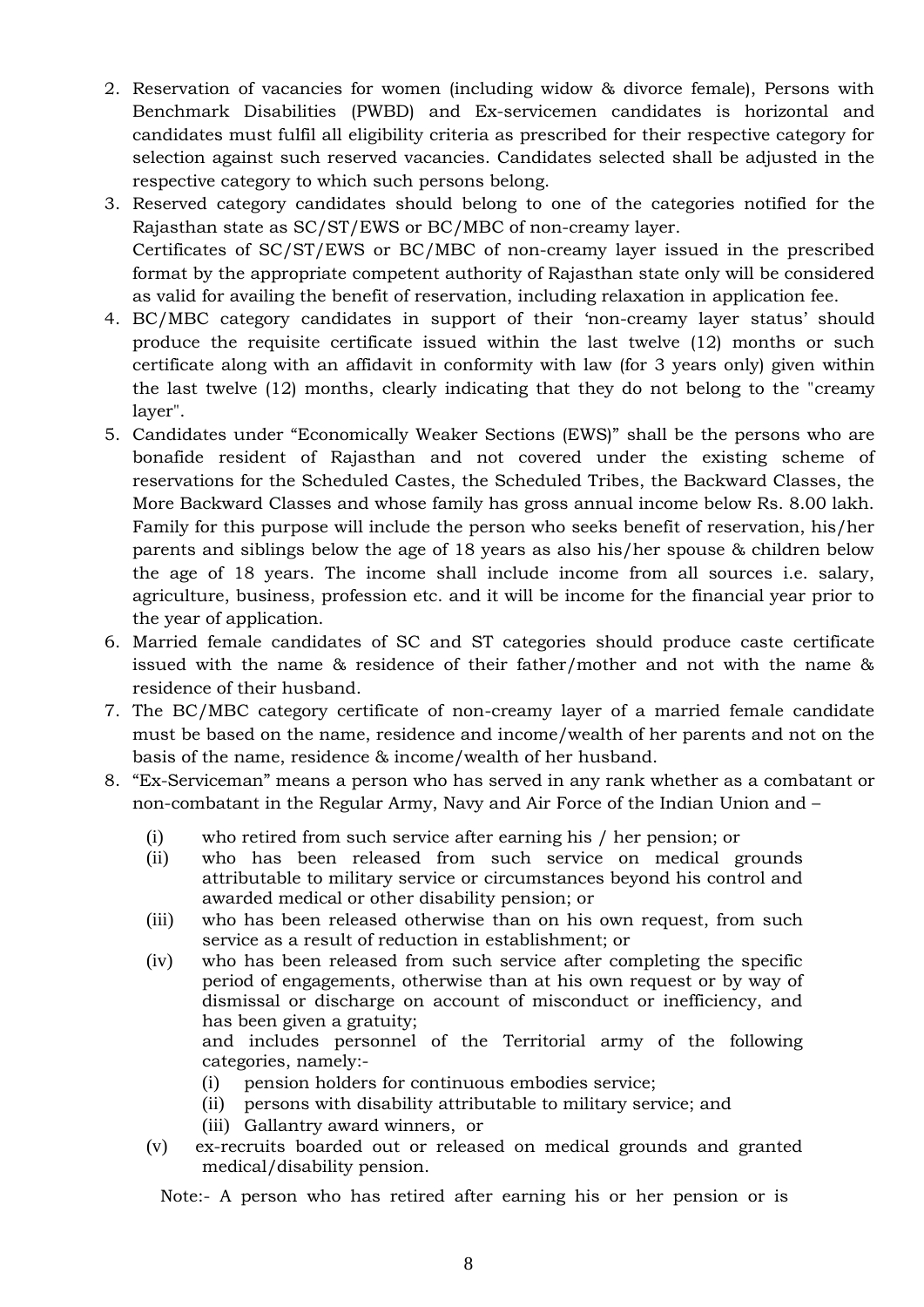2. Reservation of vacancies for women (including widow & divorce female), Persons with Benchmark Disabilities (PWBD) and Ex-servicemen candidates is horizontal and candidates must fulfil all eligibility criteria as prescribed for their respective category for selection against such reserved vacancies. Candidates selected shall be adjusted in the respective category to which such persons belong.
3. Reserved category candidates should belong to one of the categories notified for the Rajasthan state as SC/ST/EWS or BC/MBC of non-creamy layer.
   Certificates of SC/ST/EWS or BC/MBC of non-creamy layer issued in the prescribed format by the appropriate competent authority of Rajasthan state only will be considered as valid for availing the benefit of reservation, including relaxation in application fee.
4. BC/MBC category candidates in support of their 'non-creamy layer status' should produce the requisite certificate issued within the last twelve (12) months or such certificate along with an affidavit in conformity with law (for 3 years only) given within the last twelve (12) months, clearly indicating that they do not belong to the "creamy layer".
5. Candidates under "Economically Weaker Sections (EWS)" shall be the persons who are bonafide resident of Rajasthan and not covered under the existing scheme of reservations for the Scheduled Castes, the Scheduled Tribes, the Backward Classes, the More Backward Classes and whose family has gross annual income below Rs. 8.00 lakh. Family for this purpose will include the person who seeks benefit of reservation, his/her parents and siblings below the age of 18 years as also his/her spouse & children below the age of 18 years. The income shall include income from all sources i.e. salary, agriculture, business, profession etc. and it will be income for the financial year prior to the year of application.
6. Married female candidates of SC and ST categories should produce caste certificate issued with the name & residence of their father/mother and not with the name & residence of their husband.
7. The BC/MBC category certificate of non-creamy layer of a married female candidate must be based on the name, residence and income/wealth of her parents and not on the basis of the name, residence & income/wealth of her husband.
8. "Ex-Serviceman" means a person who has served in any rank whether as a combatant or non-combatant in the Regular Army, Navy and Air Force of the Indian Union and –
   (i) who retired from such service after earning his / her pension; or
   (ii) who has been released from such service on medical grounds attributable to military service or circumstances beyond his control and awarded medical or other disability pension; or
   (iii) who has been released otherwise than on his own request, from such service as a result of reduction in establishment; or
   (iv) who has been released from such service after completing the specific period of engagements, otherwise than at his own request or by way of dismissal or discharge on account of misconduct or inefficiency, and has been given a gratuity;
   and includes personnel of the Territorial army of the following categories, namely:-
      (i) pension holders for continuous embodies service;
      (ii) persons with disability attributable to military service; and
      (iii) Gallantry award winners, or
   (v) ex-recruits boarded out or released on medical grounds and granted medical/disability pension.

   Note:- A person who has retired after earning his or her pension or is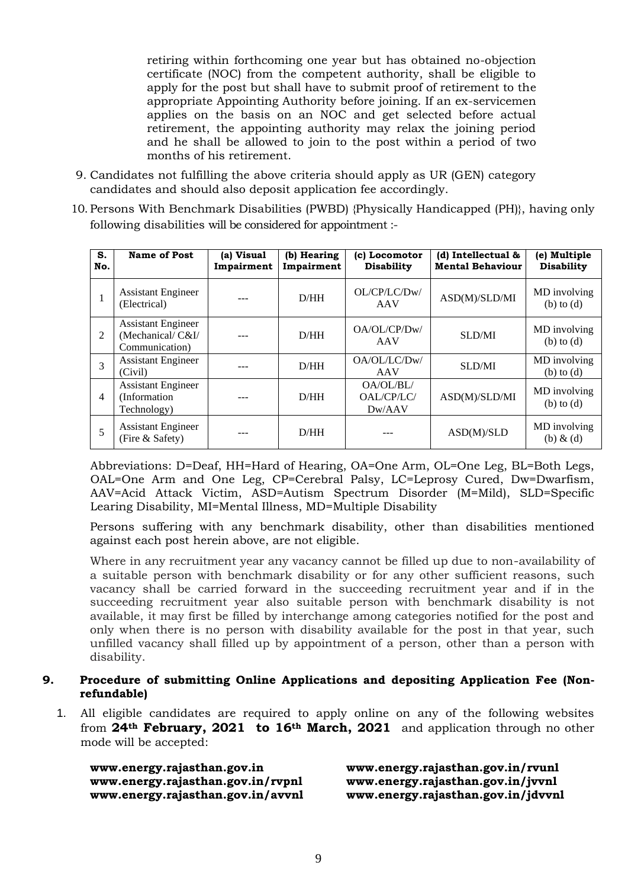retiring within forthcoming one year but has obtained no-objection certificate (NOC) from the competent authority, shall be eligible to apply for the post but shall have to submit proof of retirement to the appropriate Appointing Authority before joining. If an ex-servicemen applies on the basis on an NOC and get selected before actual retirement, the appointing authority may relax the joining period and he shall be allowed to join to the post within a period of two months of his retirement.

9. Candidates not fulfilling the above criteria should apply as UR (GEN) category candidates and should also deposit application fee accordingly.

10. Persons With Benchmark Disabilities (PWBD) {Physically Handicapped (PH)}, having only following disabilities will be considered for appointment :-

| S. No. | Name of Post | (a) Visual Impairment | (b) Hearing Impairment | (c) Locomotor Disability | (d) Intellectual & Mental Behaviour | (e) Multiple Disability |
|---|---|---|---|---|---|---|
| 1 | Assistant Engineer (Electrical) | --- | D/HH | OL/CP/LC/Dw/ AAV | ASD(M)/SLD/MI | MD involving (b) to (d) |
| 2 | Assistant Engineer (Mechanical/ C&I/ Communication) | --- | D/HH | OA/OL/CP/Dw/ AAV | SLD/MI | MD involving (b) to (d) |
| 3 | Assistant Engineer (Civil) | --- | D/HH | OA/OL/LC/Dw/ AAV | SLD/MI | MD involving (b) to (d) |
| 4 | Assistant Engineer (Information Technology) | --- | D/HH | OA/OL/BL/ OAL/CP/LC/ Dw/AAV | ASD(M)/SLD/MI | MD involving (b) to (d) |
| 5 | Assistant Engineer (Fire & Safety) | --- | D/HH | --- | ASD(M)/SLD | MD involving (b) & (d) |

Abbreviations: D=Deaf, HH=Hard of Hearing, OA=One Arm, OL=One Leg, BL=Both Legs, OAL=One Arm and One Leg, CP=Cerebral Palsy, LC=Leprosy Cured, Dw=Dwarfism, AAV=Acid Attack Victim, ASD=Autism Spectrum Disorder (M=Mild), SLD=Specific Learing Disability, MI=Mental Illness, MD=Multiple Disability

Persons suffering with any benchmark disability, other than disabilities mentioned against each post herein above, are not eligible.

Where in any recruitment year any vacancy cannot be filled up due to non-availability of a suitable person with benchmark disability or for any other sufficient reasons, such vacancy shall be carried forward in the succeeding recruitment year and if in the succeeding recruitment year also suitable person with benchmark disability is not available, it may first be filled by interchange among categories notified for the post and only when there is no person with disability available for the post in that year, such unfilled vacancy shall filled up by appointment of a person, other than a person with disability.

## 9. Procedure of submitting Online Applications and depositing Application Fee (Non-refundable)

1. All eligible candidates are required to apply online on any of the following websites from **24th February, 2021 to 16th March, 2021** and application through no other mode will be accepted:

**www.energy.rajasthan.gov.in**
**www.energy.rajasthan.gov.in/rvpnl**
**www.energy.rajasthan.gov.in/avvnl**
**www.energy.rajasthan.gov.in/rvunl**
**www.energy.rajasthan.gov.in/jvvnl**
**www.energy.rajasthan.gov.in/jdvvnl**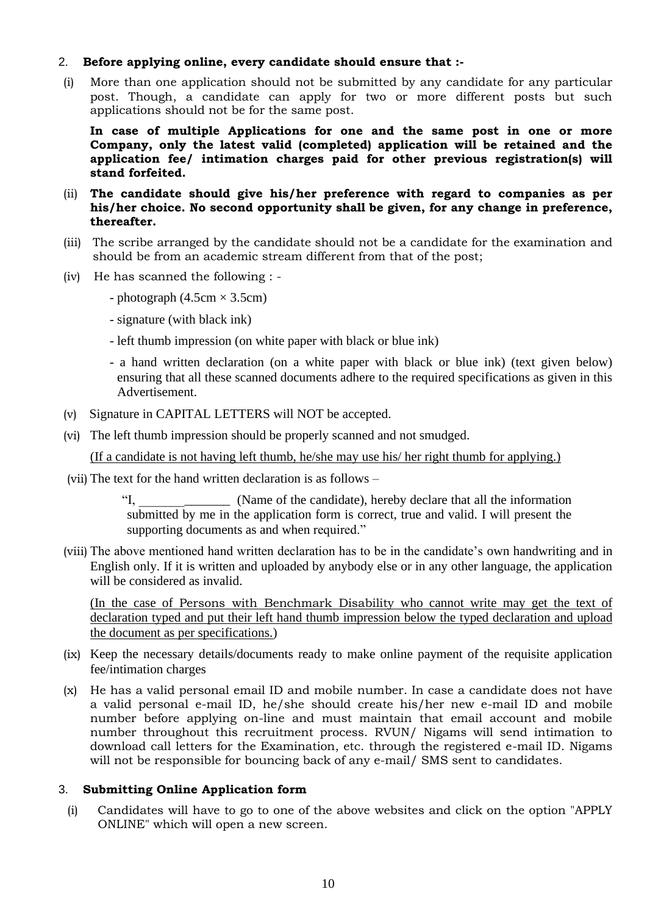2. **Before applying online, every candidate should ensure that :-**

(i) More than one application should not be submitted by any candidate for any particular post. Though, a candidate can apply for two or more different posts but such applications should not be for the same post.

**In case of multiple Applications for one and the same post in one or more Company, only the latest valid (completed) application will be retained and the application fee/ intimation charges paid for other previous registration(s) will stand forfeited.**

(ii) **The candidate should give his/her preference with regard to companies as per his/her choice. No second opportunity shall be given, for any change in preference, thereafter.**

(iii) The scribe arranged by the candidate should not be a candidate for the examination and should be from an academic stream different from that of the post;

(iv) He has scanned the following : -

- photograph (4.5cm × 3.5cm)
- signature (with black ink)
- left thumb impression (on white paper with black or blue ink)
- a hand written declaration (on a white paper with black or blue ink) (text given below) ensuring that all these scanned documents adhere to the required specifications as given in this Advertisement.

(v) Signature in CAPITAL LETTERS will NOT be accepted.

(vi) The left thumb impression should be properly scanned and not smudged.

(If a candidate is not having left thumb, he/she may use his/ her right thumb for applying.)

(vii) The text for the hand written declaration is as follows –

"I, ______________ (Name of the candidate), hereby declare that all the information submitted by me in the application form is correct, true and valid. I will present the supporting documents as and when required."

(viii) The above mentioned hand written declaration has to be in the candidate's own handwriting and in English only. If it is written and uploaded by anybody else or in any other language, the application will be considered as invalid.

(In the case of Persons with Benchmark Disability who cannot write may get the text of declaration typed and put their left hand thumb impression below the typed declaration and upload the document as per specifications.)

(ix) Keep the necessary details/documents ready to make online payment of the requisite application fee/intimation charges

(x) He has a valid personal email ID and mobile number. In case a candidate does not have a valid personal e-mail ID, he/she should create his/her new e-mail ID and mobile number before applying on-line and must maintain that email account and mobile number throughout this recruitment process. RVUN/ Nigams will send intimation to download call letters for the Examination, etc. through the registered e-mail ID. Nigams will not be responsible for bouncing back of any e-mail/ SMS sent to candidates.

3. **Submitting Online Application form**

(i) Candidates will have to go to one of the above websites and click on the option "APPLY ONLINE" which will open a new screen.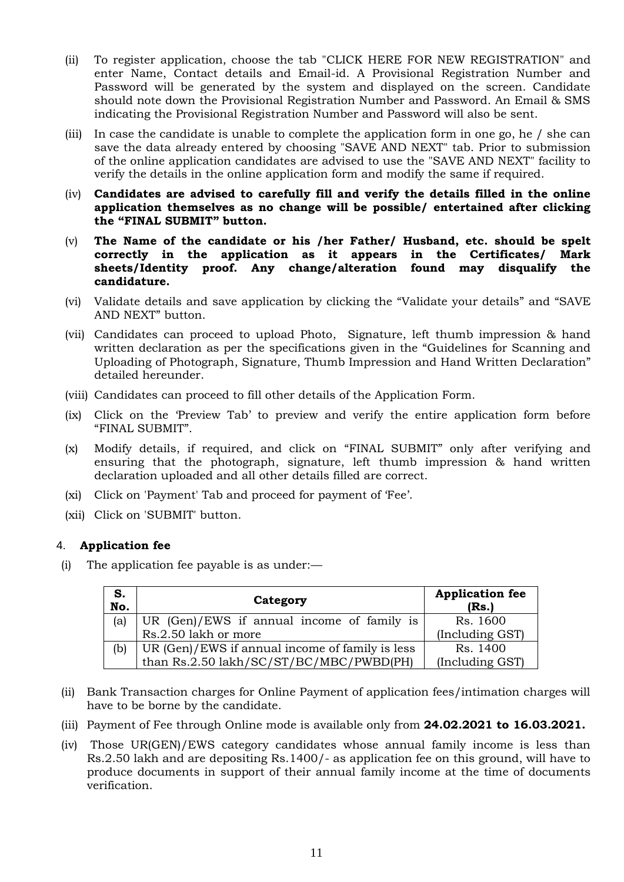(ii) To register application, choose the tab "CLICK HERE FOR NEW REGISTRATION" and enter Name, Contact details and Email-id. A Provisional Registration Number and Password will be generated by the system and displayed on the screen. Candidate should note down the Provisional Registration Number and Password. An Email & SMS indicating the Provisional Registration Number and Password will also be sent.

(iii) In case the candidate is unable to complete the application form in one go, he / she can save the data already entered by choosing "SAVE AND NEXT" tab. Prior to submission of the online application candidates are advised to use the "SAVE AND NEXT" facility to verify the details in the online application form and modify the same if required.

(iv) **Candidates are advised to carefully fill and verify the details filled in the online application themselves as no change will be possible/ entertained after clicking the "FINAL SUBMIT" button.**

(v) **The Name of the candidate or his /her Father/ Husband, etc. should be spelt correctly in the application as it appears in the Certificates/ Mark sheets/Identity proof. Any change/alteration found may disqualify the candidature.**

(vi) Validate details and save application by clicking the "Validate your details" and "SAVE AND NEXT" button.

(vii) Candidates can proceed to upload Photo, Signature, left thumb impression & hand written declaration as per the specifications given in the "Guidelines for Scanning and Uploading of Photograph, Signature, Thumb Impression and Hand Written Declaration" detailed hereunder.

(viii) Candidates can proceed to fill other details of the Application Form.

(ix) Click on the 'Preview Tab' to preview and verify the entire application form before "FINAL SUBMIT".

(x) Modify details, if required, and click on "FINAL SUBMIT" only after verifying and ensuring that the photograph, signature, left thumb impression & hand written declaration uploaded and all other details filled are correct.

(xi) Click on 'Payment' Tab and proceed for payment of 'Fee'.

(xii) Click on 'SUBMIT' button.

4. **Application fee**

(i) The application fee payable is as under:—

| S. No. | Category | Application fee (Rs.) |
|---|---|---|
| (a) | UR (Gen)/EWS if annual income of family is Rs.2.50 lakh or more | Rs. 1600 (Including GST) |
| (b) | UR (Gen)/EWS if annual income of family is less than Rs.2.50 lakh/SC/ST/BC/MBC/PWBD(PH) | Rs. 1400 (Including GST) |

(ii) Bank Transaction charges for Online Payment of application fees/intimation charges will have to be borne by the candidate.

(iii) Payment of Fee through Online mode is available only from **24.02.2021 to 16.03.2021.**

(iv) Those UR(GEN)/EWS category candidates whose annual family income is less than Rs.2.50 lakh and are depositing Rs.1400/- as application fee on this ground, will have to produce documents in support of their annual family income at the time of documents verification.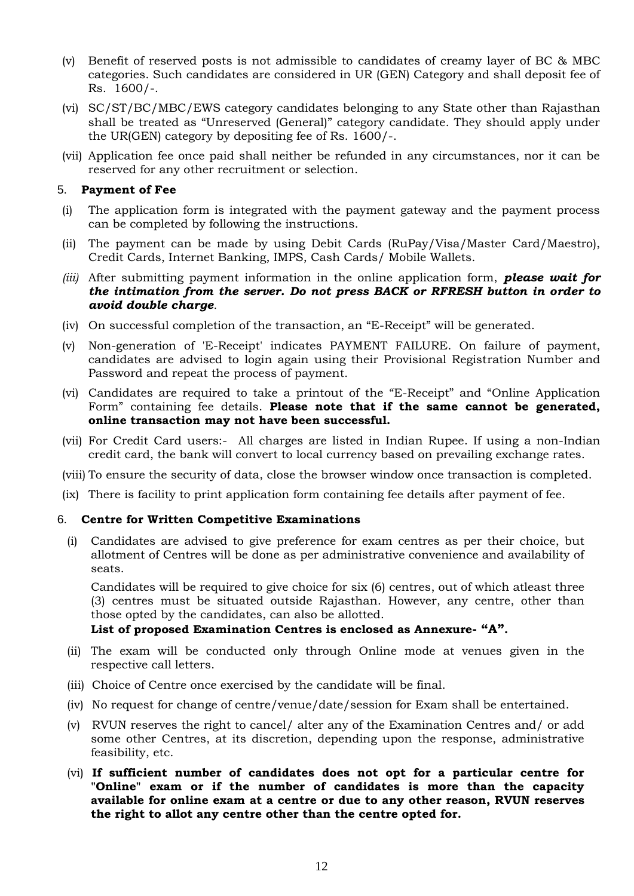(v) Benefit of reserved posts is not admissible to candidates of creamy layer of BC & MBC categories. Such candidates are considered in UR (GEN) Category and shall deposit fee of Rs. 1600/-.

(vi) SC/ST/BC/MBC/EWS category candidates belonging to any State other than Rajasthan shall be treated as "Unreserved (General)" category candidate. They should apply under the UR(GEN) category by depositing fee of Rs. 1600/-.

(vii) Application fee once paid shall neither be refunded in any circumstances, nor it can be reserved for any other recruitment or selection.

5. **Payment of Fee**

(i) The application form is integrated with the payment gateway and the payment process can be completed by following the instructions.

(ii) The payment can be made by using Debit Cards (RuPay/Visa/Master Card/Maestro), Credit Cards, Internet Banking, IMPS, Cash Cards/ Mobile Wallets.

*(iii)* After submitting payment information in the online application form, ***please wait for the intimation from the server. Do not press BACK or RFRESH button in order to avoid double charge***.

(iv) On successful completion of the transaction, an "E-Receipt" will be generated.

(v) Non-generation of 'E-Receipt' indicates PAYMENT FAILURE. On failure of payment, candidates are advised to login again using their Provisional Registration Number and Password and repeat the process of payment.

(vi) Candidates are required to take a printout of the "E-Receipt" and "Online Application Form" containing fee details. **Please note that if the same cannot be generated, online transaction may not have been successful.**

(vii) For Credit Card users:- All charges are listed in Indian Rupee. If using a non-Indian credit card, the bank will convert to local currency based on prevailing exchange rates.

(viii) To ensure the security of data, close the browser window once transaction is completed.

(ix) There is facility to print application form containing fee details after payment of fee.

6. **Centre for Written Competitive Examinations**

(i) Candidates are advised to give preference for exam centres as per their choice, but allotment of Centres will be done as per administrative convenience and availability of seats.

Candidates will be required to give choice for six (6) centres, out of which atleast three (3) centres must be situated outside Rajasthan. However, any centre, other than those opted by the candidates, can also be allotted.

**List of proposed Examination Centres is enclosed as Annexure- "A".**

(ii) The exam will be conducted only through Online mode at venues given in the respective call letters.

(iii) Choice of Centre once exercised by the candidate will be final.

(iv) No request for change of centre/venue/date/session for Exam shall be entertained.

(v) RVUN reserves the right to cancel/ alter any of the Examination Centres and/ or add some other Centres, at its discretion, depending upon the response, administrative feasibility, etc.

(vi) **If sufficient number of candidates does not opt for a particular centre for "Online" exam or if the number of candidates is more than the capacity available for online exam at a centre or due to any other reason, RVUN reserves the right to allot any centre other than the centre opted for.**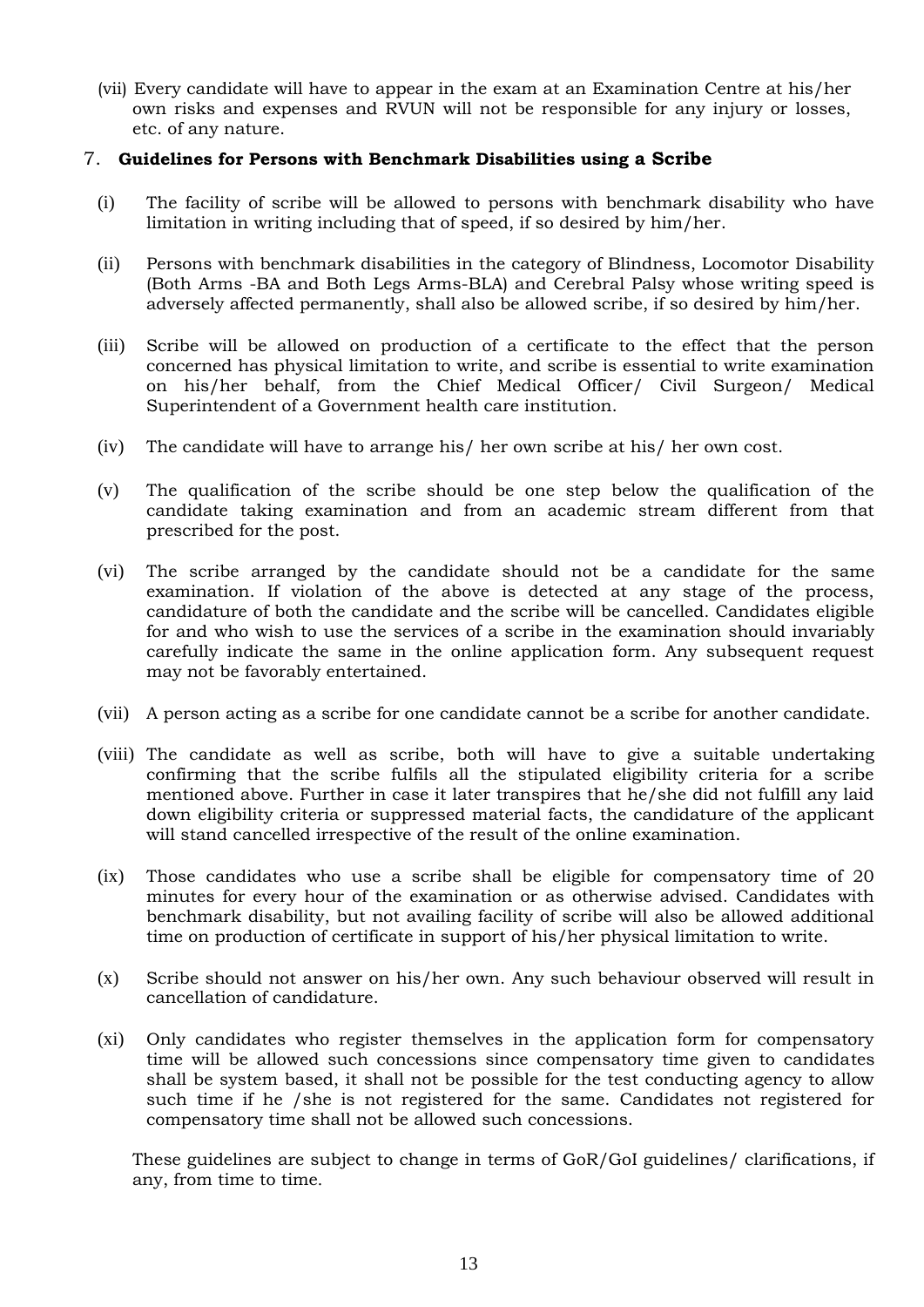(vii) Every candidate will have to appear in the exam at an Examination Centre at his/her own risks and expenses and RVUN will not be responsible for any injury or losses, etc. of any nature.

## 7. Guidelines for Persons with Benchmark Disabilities using a Scribe

(i) The facility of scribe will be allowed to persons with benchmark disability who have limitation in writing including that of speed, if so desired by him/her.

(ii) Persons with benchmark disabilities in the category of Blindness, Locomotor Disability (Both Arms -BA and Both Legs Arms-BLA) and Cerebral Palsy whose writing speed is adversely affected permanently, shall also be allowed scribe, if so desired by him/her.

(iii) Scribe will be allowed on production of a certificate to the effect that the person concerned has physical limitation to write, and scribe is essential to write examination on his/her behalf, from the Chief Medical Officer/ Civil Surgeon/ Medical Superintendent of a Government health care institution.

(iv) The candidate will have to arrange his/ her own scribe at his/ her own cost.

(v) The qualification of the scribe should be one step below the qualification of the candidate taking examination and from an academic stream different from that prescribed for the post.

(vi) The scribe arranged by the candidate should not be a candidate for the same examination. If violation of the above is detected at any stage of the process, candidature of both the candidate and the scribe will be cancelled. Candidates eligible for and who wish to use the services of a scribe in the examination should invariably carefully indicate the same in the online application form. Any subsequent request may not be favorably entertained.

(vii) A person acting as a scribe for one candidate cannot be a scribe for another candidate.

(viii) The candidate as well as scribe, both will have to give a suitable undertaking confirming that the scribe fulfils all the stipulated eligibility criteria for a scribe mentioned above. Further in case it later transpires that he/she did not fulfill any laid down eligibility criteria or suppressed material facts, the candidature of the applicant will stand cancelled irrespective of the result of the online examination.

(ix) Those candidates who use a scribe shall be eligible for compensatory time of 20 minutes for every hour of the examination or as otherwise advised. Candidates with benchmark disability, but not availing facility of scribe will also be allowed additional time on production of certificate in support of his/her physical limitation to write.

(x) Scribe should not answer on his/her own. Any such behaviour observed will result in cancellation of candidature.

(xi) Only candidates who register themselves in the application form for compensatory time will be allowed such concessions since compensatory time given to candidates shall be system based, it shall not be possible for the test conducting agency to allow such time if he /she is not registered for the same. Candidates not registered for compensatory time shall not be allowed such concessions.

These guidelines are subject to change in terms of GoR/GoI guidelines/ clarifications, if any, from time to time.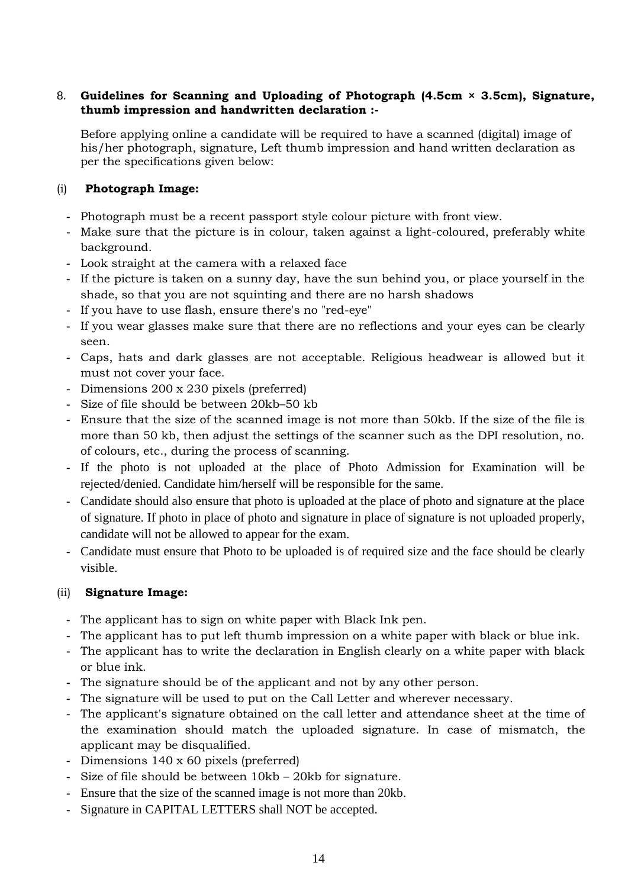8. **Guidelines for Scanning and Uploading of Photograph (4.5cm × 3.5cm), Signature, thumb impression and handwritten declaration :-**

Before applying online a candidate will be required to have a scanned (digital) image of his/her photograph, signature, Left thumb impression and hand written declaration as per the specifications given below:

(i) **Photograph Image:**

- Photograph must be a recent passport style colour picture with front view.
- Make sure that the picture is in colour, taken against a light-coloured, preferably white background.
- Look straight at the camera with a relaxed face
- If the picture is taken on a sunny day, have the sun behind you, or place yourself in the shade, so that you are not squinting and there are no harsh shadows
- If you have to use flash, ensure there's no "red-eye"
- If you wear glasses make sure that there are no reflections and your eyes can be clearly seen.
- Caps, hats and dark glasses are not acceptable. Religious headwear is allowed but it must not cover your face.
- Dimensions 200 x 230 pixels (preferred)
- Size of file should be between 20kb–50 kb
- Ensure that the size of the scanned image is not more than 50kb. If the size of the file is more than 50 kb, then adjust the settings of the scanner such as the DPI resolution, no. of colours, etc., during the process of scanning.
- If the photo is not uploaded at the place of Photo Admission for Examination will be rejected/denied. Candidate him/herself will be responsible for the same.
- Candidate should also ensure that photo is uploaded at the place of photo and signature at the place of signature. If photo in place of photo and signature in place of signature is not uploaded properly, candidate will not be allowed to appear for the exam.
- Candidate must ensure that Photo to be uploaded is of required size and the face should be clearly visible.

(ii) **Signature Image:**

- The applicant has to sign on white paper with Black Ink pen.
- The applicant has to put left thumb impression on a white paper with black or blue ink.
- The applicant has to write the declaration in English clearly on a white paper with black or blue ink.
- The signature should be of the applicant and not by any other person.
- The signature will be used to put on the Call Letter and wherever necessary.
- The applicant's signature obtained on the call letter and attendance sheet at the time of the examination should match the uploaded signature. In case of mismatch, the applicant may be disqualified.
- Dimensions 140 x 60 pixels (preferred)
- Size of file should be between 10kb – 20kb for signature.
- Ensure that the size of the scanned image is not more than 20kb.
- Signature in CAPITAL LETTERS shall NOT be accepted.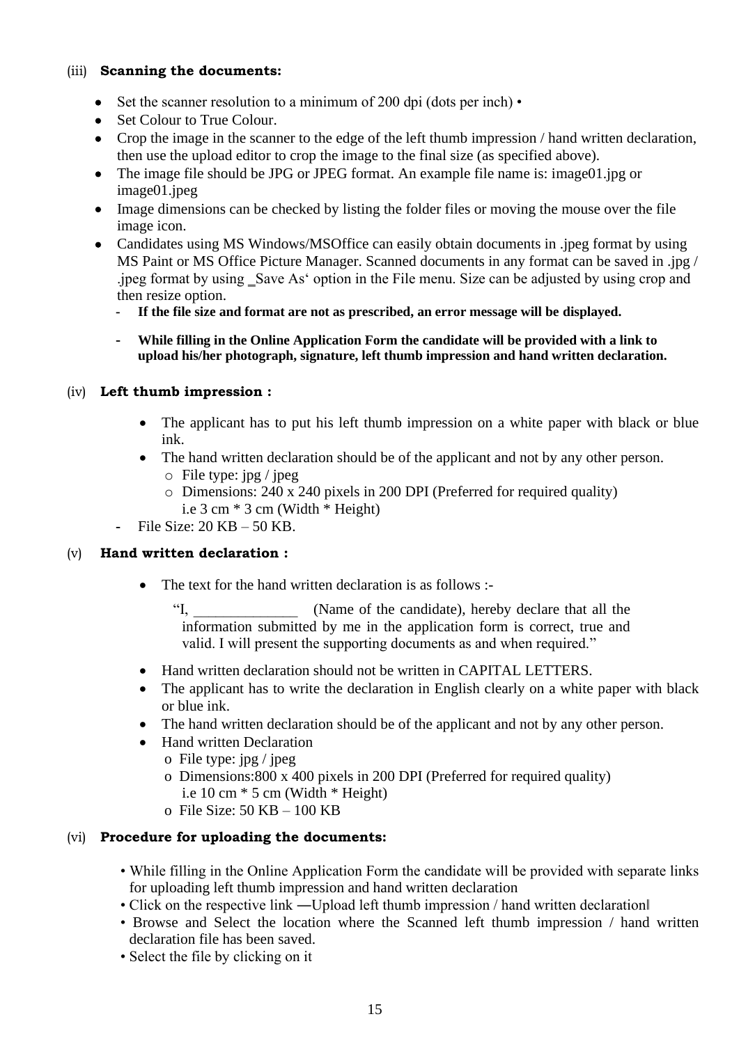(iii) **Scanning the documents:**

- Set the scanner resolution to a minimum of 200 dpi (dots per inch) •
- Set Colour to True Colour.
- Crop the image in the scanner to the edge of the left thumb impression / hand written declaration, then use the upload editor to crop the image to the final size (as specified above).
- The image file should be JPG or JPEG format. An example file name is: image01.jpg or image01.jpeg
- Image dimensions can be checked by listing the folder files or moving the mouse over the file image icon.
- Candidates using MS Windows/MSOffice can easily obtain documents in .jpeg format by using MS Paint or MS Office Picture Manager. Scanned documents in any format can be saved in .jpg / .jpeg format by using ‗Save As' option in the File menu. Size can be adjusted by using crop and then resize option.
  - **If the file size and format are not as prescribed, an error message will be displayed.**
  - **While filling in the Online Application Form the candidate will be provided with a link to upload his/her photograph, signature, left thumb impression and hand written declaration.**

(iv) **Left thumb impression :**

- The applicant has to put his left thumb impression on a white paper with black or blue ink.
- The hand written declaration should be of the applicant and not by any other person.
  - File type: jpg / jpeg
  - Dimensions: 240 x 240 pixels in 200 DPI (Preferred for required quality) i.e 3 cm * 3 cm (Width * Height)
- File Size: 20 KB – 50 KB.

(v) **Hand written declaration :**

- The text for the hand written declaration is as follows :-

  "I, ______________ (Name of the candidate), hereby declare that all the information submitted by me in the application form is correct, true and valid. I will present the supporting documents as and when required."

- Hand written declaration should not be written in CAPITAL LETTERS.
- The applicant has to write the declaration in English clearly on a white paper with black or blue ink.
- The hand written declaration should be of the applicant and not by any other person.
- Hand written Declaration
  - File type: jpg / jpeg
  - Dimensions:800 x 400 pixels in 200 DPI (Preferred for required quality) i.e 10 cm * 5 cm (Width * Height)
  - File Size: 50 KB – 100 KB

(vi) **Procedure for uploading the documents:**

- While filling in the Online Application Form the candidate will be provided with separate links for uploading left thumb impression and hand written declaration
- Click on the respective link ―Upload left thumb impression / hand written declaration‖
- Browse and Select the location where the Scanned left thumb impression / hand written declaration file has been saved.
- Select the file by clicking on it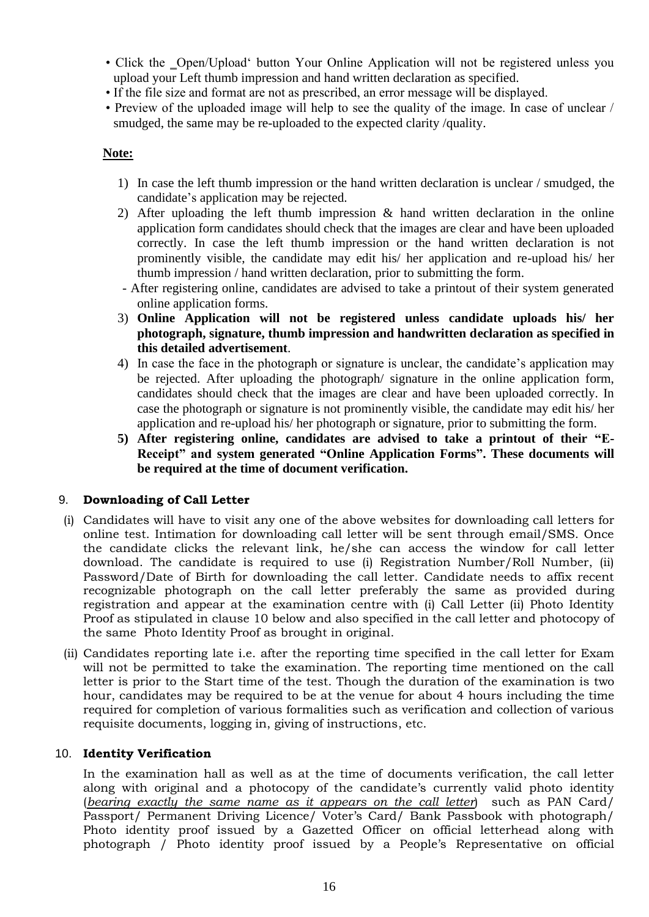- Click the ‗Open/Upload' button Your Online Application will not be registered unless you upload your Left thumb impression and hand written declaration as specified.
- If the file size and format are not as prescribed, an error message will be displayed.
- Preview of the uploaded image will help to see the quality of the image. In case of unclear / smudged, the same may be re-uploaded to the expected clarity /quality.

**Note:**

1) In case the left thumb impression or the hand written declaration is unclear / smudged, the candidate's application may be rejected.
2) After uploading the left thumb impression & hand written declaration in the online application form candidates should check that the images are clear and have been uploaded correctly. In case the left thumb impression or the hand written declaration is not prominently visible, the candidate may edit his/ her application and re-upload his/ her thumb impression / hand written declaration, prior to submitting the form.
   - After registering online, candidates are advised to take a printout of their system generated online application forms.
3) **Online Application will not be registered unless candidate uploads his/ her photograph, signature, thumb impression and handwritten declaration as specified in this detailed advertisement**.
4) In case the face in the photograph or signature is unclear, the candidate's application may be rejected. After uploading the photograph/ signature in the online application form, candidates should check that the images are clear and have been uploaded correctly. In case the photograph or signature is not prominently visible, the candidate may edit his/ her application and re-upload his/ her photograph or signature, prior to submitting the form.
5) **After registering online, candidates are advised to take a printout of their "E-Receipt" and system generated "Online Application Forms". These documents will be required at the time of document verification.**

9. **Downloading of Call Letter**

(i) Candidates will have to visit any one of the above websites for downloading call letters for online test. Intimation for downloading call letter will be sent through email/SMS. Once the candidate clicks the relevant link, he/she can access the window for call letter download. The candidate is required to use (i) Registration Number/Roll Number, (ii) Password/Date of Birth for downloading the call letter. Candidate needs to affix recent recognizable photograph on the call letter preferably the same as provided during registration and appear at the examination centre with (i) Call Letter (ii) Photo Identity Proof as stipulated in clause 10 below and also specified in the call letter and photocopy of the same Photo Identity Proof as brought in original.

(ii) Candidates reporting late i.e. after the reporting time specified in the call letter for Exam will not be permitted to take the examination. The reporting time mentioned on the call letter is prior to the Start time of the test. Though the duration of the examination is two hour, candidates may be required to be at the venue for about 4 hours including the time required for completion of various formalities such as verification and collection of various requisite documents, logging in, giving of instructions, etc.

10. **Identity Verification**

In the examination hall as well as at the time of documents verification, the call letter along with original and a photocopy of the candidate's currently valid photo identity (*bearing exactly the same name as it appears on the call letter*) such as PAN Card/ Passport/ Permanent Driving Licence/ Voter's Card/ Bank Passbook with photograph/ Photo identity proof issued by a Gazetted Officer on official letterhead along with photograph / Photo identity proof issued by a People's Representative on official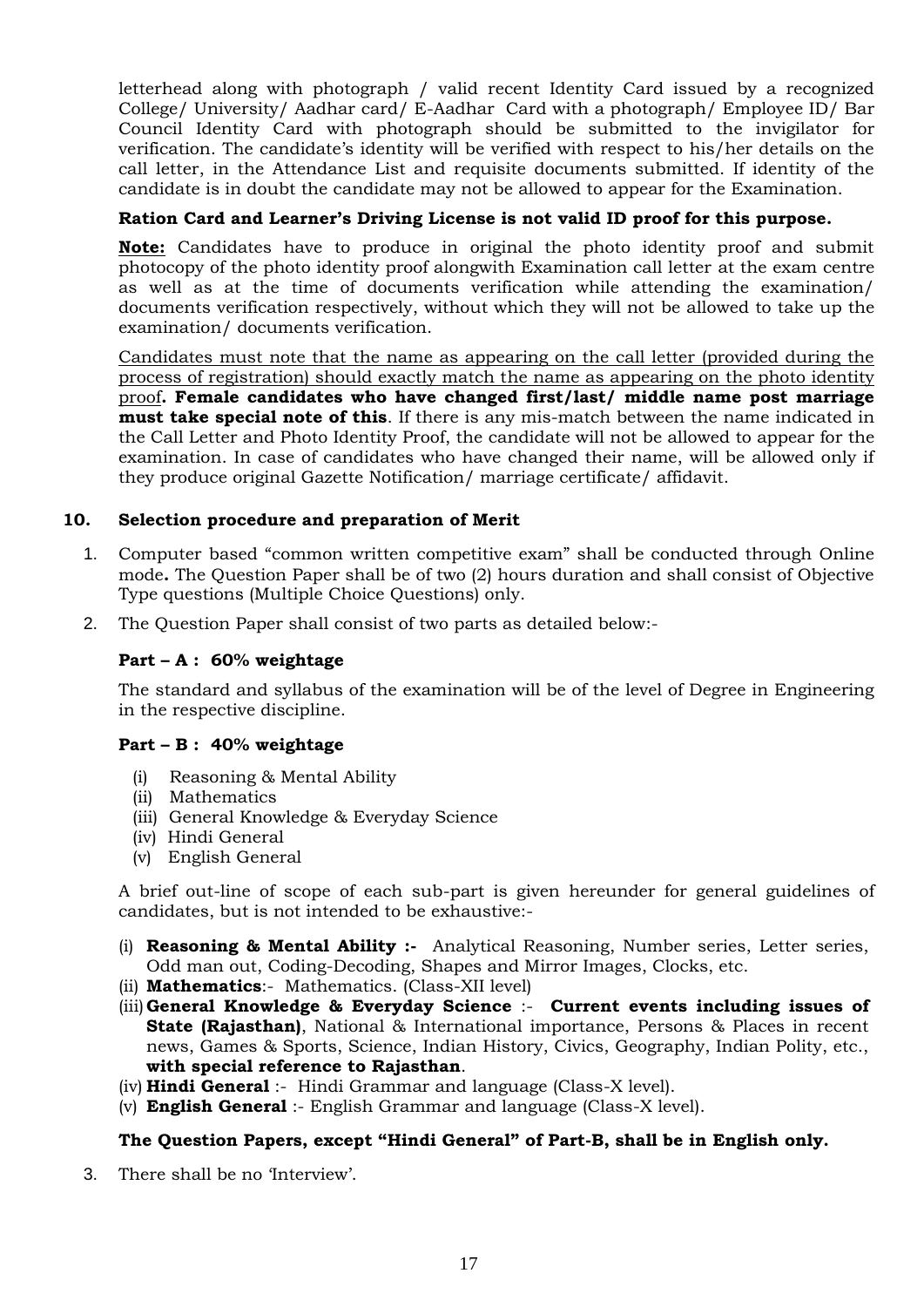letterhead along with photograph / valid recent Identity Card issued by a recognized College/ University/ Aadhar card/ E-Aadhar Card with a photograph/ Employee ID/ Bar Council Identity Card with photograph should be submitted to the invigilator for verification. The candidate's identity will be verified with respect to his/her details on the call letter, in the Attendance List and requisite documents submitted. If identity of the candidate is in doubt the candidate may not be allowed to appear for the Examination.

**Ration Card and Learner's Driving License is not valid ID proof for this purpose.**

**Note:** Candidates have to produce in original the photo identity proof and submit photocopy of the photo identity proof alongwith Examination call letter at the exam centre as well as at the time of documents verification while attending the examination/ documents verification respectively, without which they will not be allowed to take up the examination/ documents verification.

Candidates must note that the name as appearing on the call letter (provided during the process of registration) should exactly match the name as appearing on the photo identity proof**. Female candidates who have changed first/last/ middle name post marriage must take special note of this**. If there is any mis-match between the name indicated in the Call Letter and Photo Identity Proof, the candidate will not be allowed to appear for the examination. In case of candidates who have changed their name, will be allowed only if they produce original Gazette Notification/ marriage certificate/ affidavit.

### 10. Selection procedure and preparation of Merit

1. Computer based "common written competitive exam" shall be conducted through Online mode**.** The Question Paper shall be of two (2) hours duration and shall consist of Objective Type questions (Multiple Choice Questions) only.
2. The Question Paper shall consist of two parts as detailed below:-

   **Part – A : 60% weightage**

   The standard and syllabus of the examination will be of the level of Degree in Engineering in the respective discipline.

   **Part – B : 40% weightage**

   (i) Reasoning & Mental Ability
   (ii) Mathematics
   (iii) General Knowledge & Everyday Science
   (iv) Hindi General
   (v) English General

   A brief out-line of scope of each sub-part is given hereunder for general guidelines of candidates, but is not intended to be exhaustive:-

   (i) **Reasoning & Mental Ability :-** Analytical Reasoning, Number series, Letter series, Odd man out, Coding-Decoding, Shapes and Mirror Images, Clocks, etc.
   (ii) **Mathematics**:- Mathematics. (Class-XII level)
   (iii) **General Knowledge & Everyday Science** :- **Current events including issues of State (Rajasthan)**, National & International importance, Persons & Places in recent news, Games & Sports, Science, Indian History, Civics, Geography, Indian Polity, etc., **with special reference to Rajasthan**.
   (iv) **Hindi General** :- Hindi Grammar and language (Class-X level).
   (v) **English General** :- English Grammar and language (Class-X level).

   **The Question Papers, except "Hindi General" of Part-B, shall be in English only.**

3. There shall be no 'Interview'.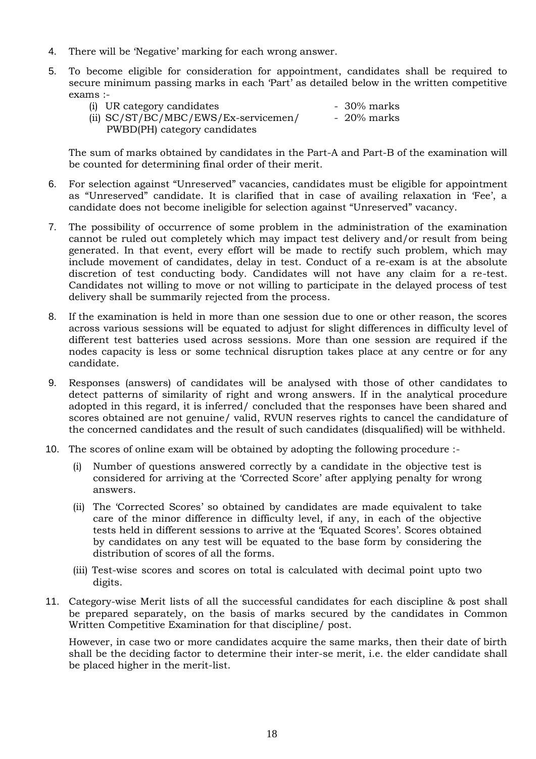4. There will be 'Negative' marking for each wrong answer.

5. To become eligible for consideration for appointment, candidates shall be required to secure minimum passing marks in each 'Part' as detailed below in the written competitive exams :-

   (i) UR category candidates - 30% marks
   (ii) SC/ST/BC/MBC/EWS/Ex-servicemen/ PWBD(PH) category candidates - 20% marks

   The sum of marks obtained by candidates in the Part-A and Part-B of the examination will be counted for determining final order of their merit.

6. For selection against "Unreserved" vacancies, candidates must be eligible for appointment as "Unreserved" candidate. It is clarified that in case of availing relaxation in 'Fee', a candidate does not become ineligible for selection against "Unreserved" vacancy.

7. The possibility of occurrence of some problem in the administration of the examination cannot be ruled out completely which may impact test delivery and/or result from being generated. In that event, every effort will be made to rectify such problem, which may include movement of candidates, delay in test. Conduct of a re-exam is at the absolute discretion of test conducting body. Candidates will not have any claim for a re-test. Candidates not willing to move or not willing to participate in the delayed process of test delivery shall be summarily rejected from the process.

8. If the examination is held in more than one session due to one or other reason, the scores across various sessions will be equated to adjust for slight differences in difficulty level of different test batteries used across sessions. More than one session are required if the nodes capacity is less or some technical disruption takes place at any centre or for any candidate.

9. Responses (answers) of candidates will be analysed with those of other candidates to detect patterns of similarity of right and wrong answers. If in the analytical procedure adopted in this regard, it is inferred/ concluded that the responses have been shared and scores obtained are not genuine/ valid, RVUN reserves rights to cancel the candidature of the concerned candidates and the result of such candidates (disqualified) will be withheld.

10. The scores of online exam will be obtained by adopting the following procedure :-

    (i) Number of questions answered correctly by a candidate in the objective test is considered for arriving at the 'Corrected Score' after applying penalty for wrong answers.

    (ii) The 'Corrected Scores' so obtained by candidates are made equivalent to take care of the minor difference in difficulty level, if any, in each of the objective tests held in different sessions to arrive at the 'Equated Scores'. Scores obtained by candidates on any test will be equated to the base form by considering the distribution of scores of all the forms.

    (iii) Test-wise scores and scores on total is calculated with decimal point upto two digits.

11. Category-wise Merit lists of all the successful candidates for each discipline & post shall be prepared separately, on the basis of marks secured by the candidates in Common Written Competitive Examination for that discipline/ post.

    However, in case two or more candidates acquire the same marks, then their date of birth shall be the deciding factor to determine their inter-se merit, i.e. the elder candidate shall be placed higher in the merit-list.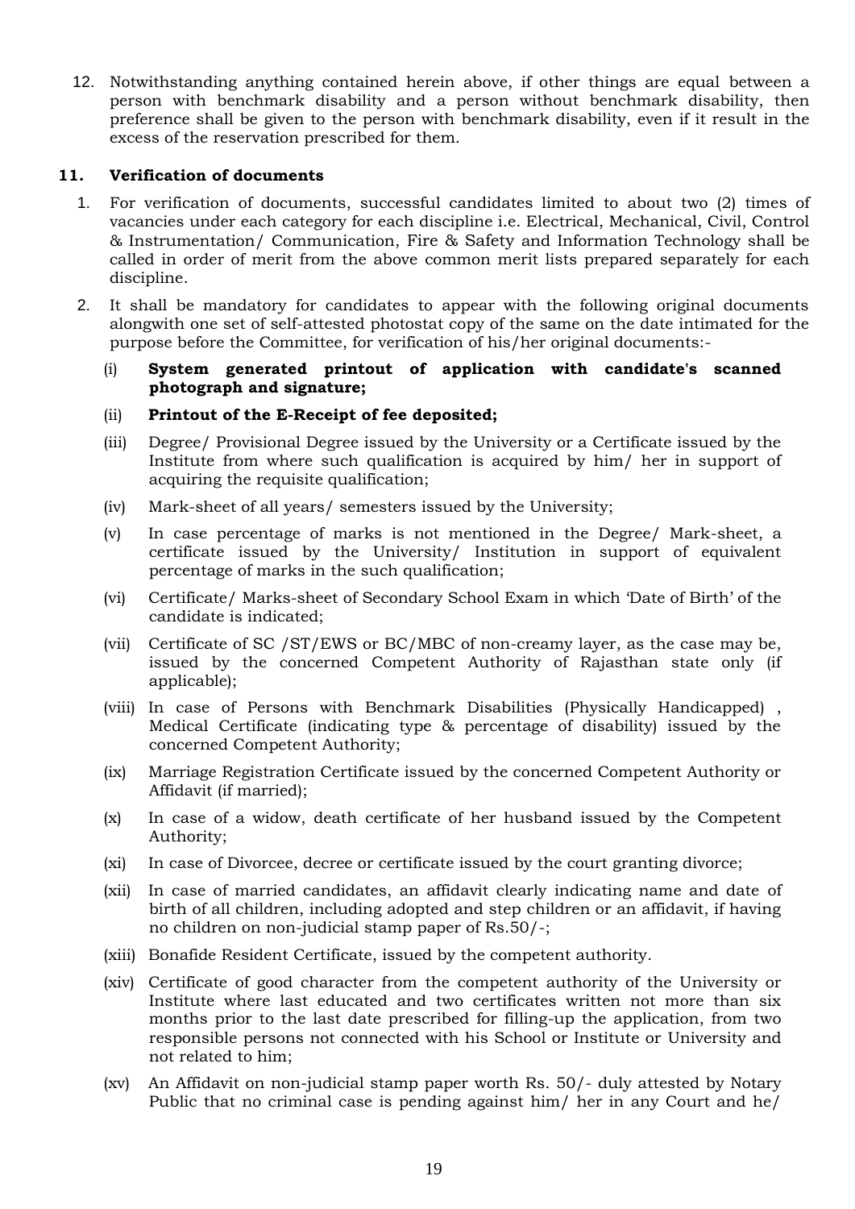12. Notwithstanding anything contained herein above, if other things are equal between a person with benchmark disability and a person without benchmark disability, then preference shall be given to the person with benchmark disability, even if it result in the excess of the reservation prescribed for them.

## 11. Verification of documents

1. For verification of documents, successful candidates limited to about two (2) times of vacancies under each category for each discipline i.e. Electrical, Mechanical, Civil, Control & Instrumentation/ Communication, Fire & Safety and Information Technology shall be called in order of merit from the above common merit lists prepared separately for each discipline.
2. It shall be mandatory for candidates to appear with the following original documents alongwith one set of self-attested photostat copy of the same on the date intimated for the purpose before the Committee, for verification of his/her original documents:-

   (i) **System generated printout of application with candidate's scanned photograph and signature;**

   (ii) **Printout of the E-Receipt of fee deposited;**

   (iii) Degree/ Provisional Degree issued by the University or a Certificate issued by the Institute from where such qualification is acquired by him/ her in support of acquiring the requisite qualification;

   (iv) Mark-sheet of all years/ semesters issued by the University;

   (v) In case percentage of marks is not mentioned in the Degree/ Mark-sheet, a certificate issued by the University/ Institution in support of equivalent percentage of marks in the such qualification;

   (vi) Certificate/ Marks-sheet of Secondary School Exam in which 'Date of Birth' of the candidate is indicated;

   (vii) Certificate of SC /ST/EWS or BC/MBC of non-creamy layer, as the case may be, issued by the concerned Competent Authority of Rajasthan state only (if applicable);

   (viii) In case of Persons with Benchmark Disabilities (Physically Handicapped) , Medical Certificate (indicating type & percentage of disability) issued by the concerned Competent Authority;

   (ix) Marriage Registration Certificate issued by the concerned Competent Authority or Affidavit (if married);

   (x) In case of a widow, death certificate of her husband issued by the Competent Authority;

   (xi) In case of Divorcee, decree or certificate issued by the court granting divorce;

   (xii) In case of married candidates, an affidavit clearly indicating name and date of birth of all children, including adopted and step children or an affidavit, if having no children on non-judicial stamp paper of Rs.50/-;

   (xiii) Bonafide Resident Certificate, issued by the competent authority.

   (xiv) Certificate of good character from the competent authority of the University or Institute where last educated and two certificates written not more than six months prior to the last date prescribed for filling-up the application, from two responsible persons not connected with his School or Institute or University and not related to him;

   (xv) An Affidavit on non-judicial stamp paper worth Rs. 50/- duly attested by Notary Public that no criminal case is pending against him/ her in any Court and he/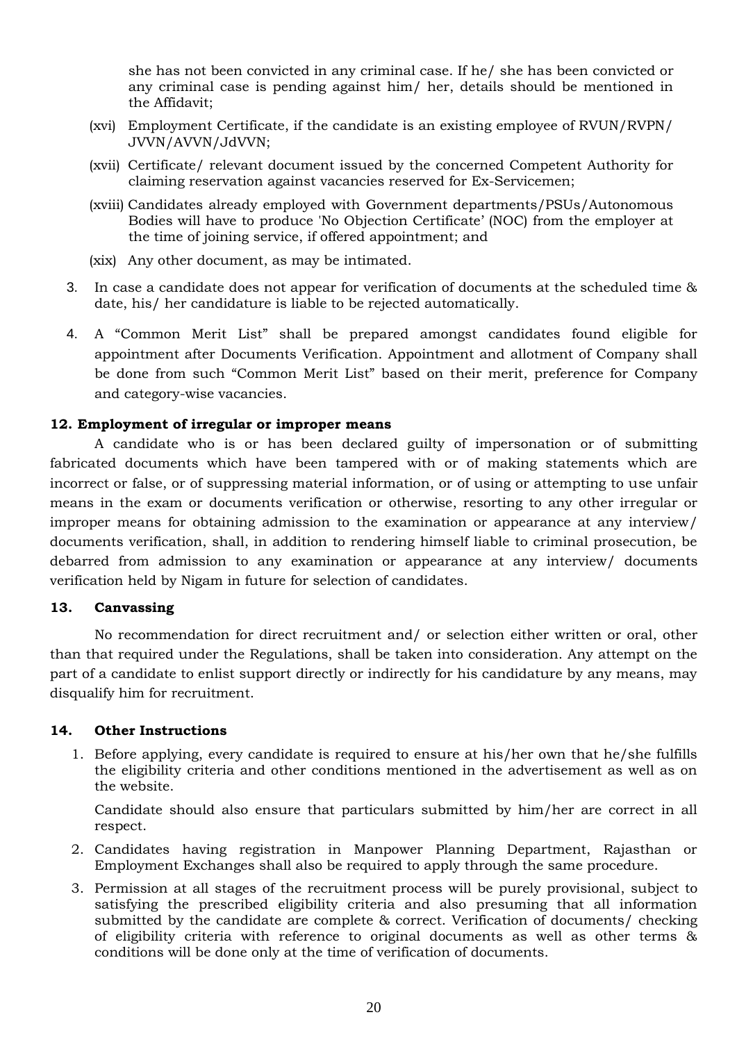she has not been convicted in any criminal case. If he/ she has been convicted or any criminal case is pending against him/ her, details should be mentioned in the Affidavit;

(xvi) Employment Certificate, if the candidate is an existing employee of RVUN/RVPN/ JVVN/AVVN/JdVVN;

(xvii) Certificate/ relevant document issued by the concerned Competent Authority for claiming reservation against vacancies reserved for Ex-Servicemen;

(xviii) Candidates already employed with Government departments/PSUs/Autonomous Bodies will have to produce 'No Objection Certificate' (NOC) from the employer at the time of joining service, if offered appointment; and

(xix) Any other document, as may be intimated.

3. In case a candidate does not appear for verification of documents at the scheduled time & date, his/ her candidature is liable to be rejected automatically.

4. A "Common Merit List" shall be prepared amongst candidates found eligible for appointment after Documents Verification. Appointment and allotment of Company shall be done from such "Common Merit List" based on their merit, preference for Company and category-wise vacancies.

**12. Employment of irregular or improper means**

A candidate who is or has been declared guilty of impersonation or of submitting fabricated documents which have been tampered with or of making statements which are incorrect or false, or of suppressing material information, or of using or attempting to use unfair means in the exam or documents verification or otherwise, resorting to any other irregular or improper means for obtaining admission to the examination or appearance at any interview/ documents verification, shall, in addition to rendering himself liable to criminal prosecution, be debarred from admission to any examination or appearance at any interview/ documents verification held by Nigam in future for selection of candidates.

**13. Canvassing**

No recommendation for direct recruitment and/ or selection either written or oral, other than that required under the Regulations, shall be taken into consideration. Any attempt on the part of a candidate to enlist support directly or indirectly for his candidature by any means, may disqualify him for recruitment.

**14. Other Instructions**

1. Before applying, every candidate is required to ensure at his/her own that he/she fulfills the eligibility criteria and other conditions mentioned in the advertisement as well as on the website.

   Candidate should also ensure that particulars submitted by him/her are correct in all respect.

2. Candidates having registration in Manpower Planning Department, Rajasthan or Employment Exchanges shall also be required to apply through the same procedure.

3. Permission at all stages of the recruitment process will be purely provisional, subject to satisfying the prescribed eligibility criteria and also presuming that all information submitted by the candidate are complete & correct. Verification of documents/ checking of eligibility criteria with reference to original documents as well as other terms & conditions will be done only at the time of verification of documents.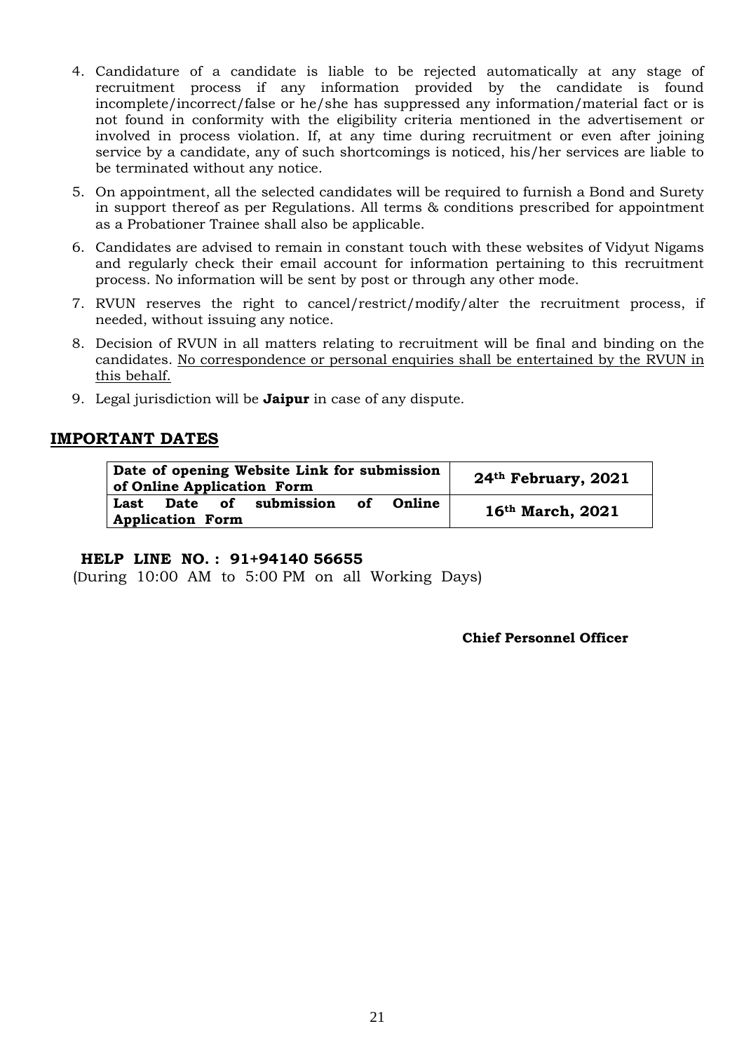4. Candidature of a candidate is liable to be rejected automatically at any stage of recruitment process if any information provided by the candidate is found incomplete/incorrect/false or he/she has suppressed any information/material fact or is not found in conformity with the eligibility criteria mentioned in the advertisement or involved in process violation. If, at any time during recruitment or even after joining service by a candidate, any of such shortcomings is noticed, his/her services are liable to be terminated without any notice.
5. On appointment, all the selected candidates will be required to furnish a Bond and Surety in support thereof as per Regulations. All terms & conditions prescribed for appointment as a Probationer Trainee shall also be applicable.
6. Candidates are advised to remain in constant touch with these websites of Vidyut Nigams and regularly check their email account for information pertaining to this recruitment process. No information will be sent by post or through any other mode.
7. RVUN reserves the right to cancel/restrict/modify/alter the recruitment process, if needed, without issuing any notice.
8. Decision of RVUN in all matters relating to recruitment will be final and binding on the candidates. No correspondence or personal enquiries shall be entertained by the RVUN in this behalf.
9. Legal jurisdiction will be **Jaipur** in case of any dispute.

## IMPORTANT DATES

| | |
|---|---|
| **Date of opening Website Link for submission of Online Application Form** | **24th February, 2021** |
| **Last Date of submission of Online Application Form** | **16th March, 2021** |

**HELP LINE NO. : 91+94140 56655**
(During 10:00 AM to 5:00 PM on all Working Days)

**Chief Personnel Officer**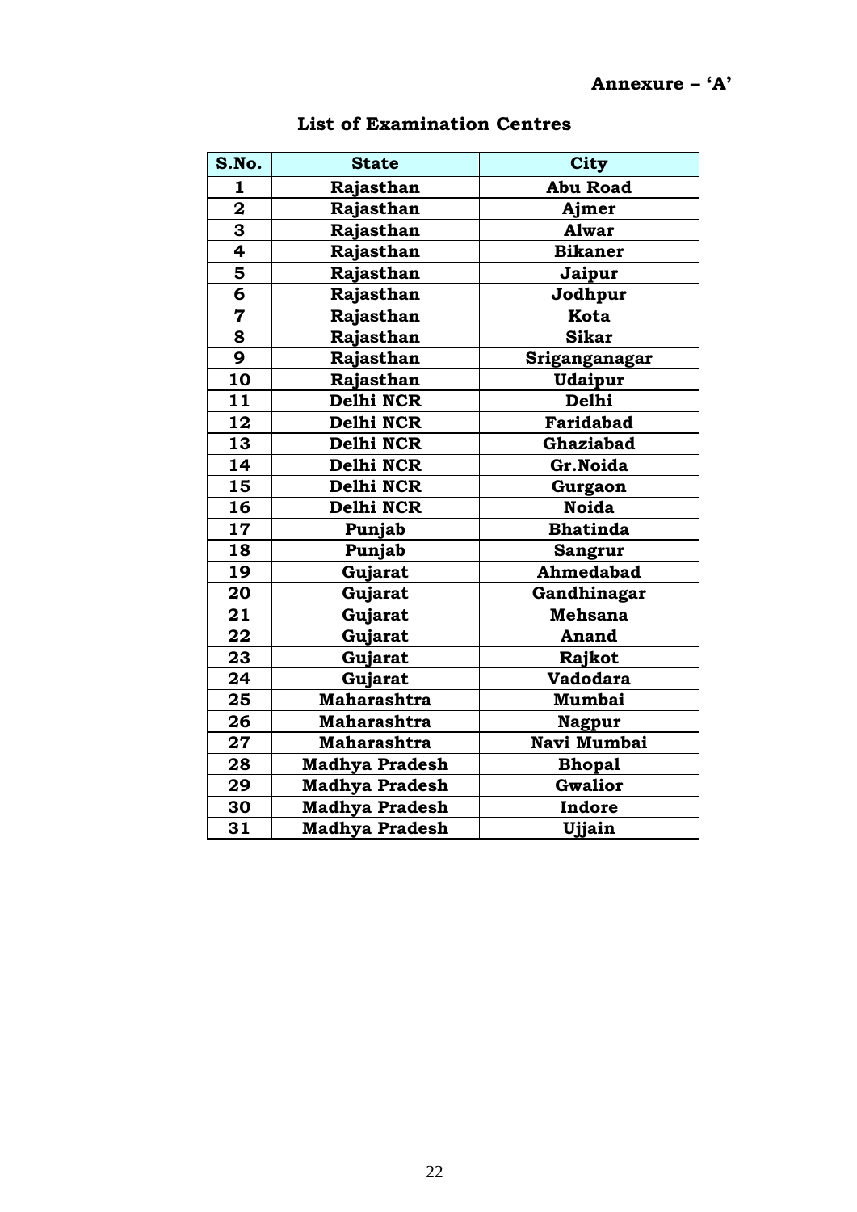**Annexure – 'A'**

## List of Examination Centres

| S.No. | State | City |
|---|---|---|
| 1 | Rajasthan | Abu Road |
| 2 | Rajasthan | Ajmer |
| 3 | Rajasthan | Alwar |
| 4 | Rajasthan | Bikaner |
| 5 | Rajasthan | Jaipur |
| 6 | Rajasthan | Jodhpur |
| 7 | Rajasthan | Kota |
| 8 | Rajasthan | Sikar |
| 9 | Rajasthan | Sriganganagar |
| 10 | Rajasthan | Udaipur |
| 11 | Delhi NCR | Delhi |
| 12 | Delhi NCR | Faridabad |
| 13 | Delhi NCR | Ghaziabad |
| 14 | Delhi NCR | Gr.Noida |
| 15 | Delhi NCR | Gurgaon |
| 16 | Delhi NCR | Noida |
| 17 | Punjab | Bhatinda |
| 18 | Punjab | Sangrur |
| 19 | Gujarat | Ahmedabad |
| 20 | Gujarat | Gandhinagar |
| 21 | Gujarat | Mehsana |
| 22 | Gujarat | Anand |
| 23 | Gujarat | Rajkot |
| 24 | Gujarat | Vadodara |
| 25 | Maharashtra | Mumbai |
| 26 | Maharashtra | Nagpur |
| 27 | Maharashtra | Navi Mumbai |
| 28 | Madhya Pradesh | Bhopal |
| 29 | Madhya Pradesh | Gwalior |
| 30 | Madhya Pradesh | Indore |
| 31 | Madhya Pradesh | Ujjain |